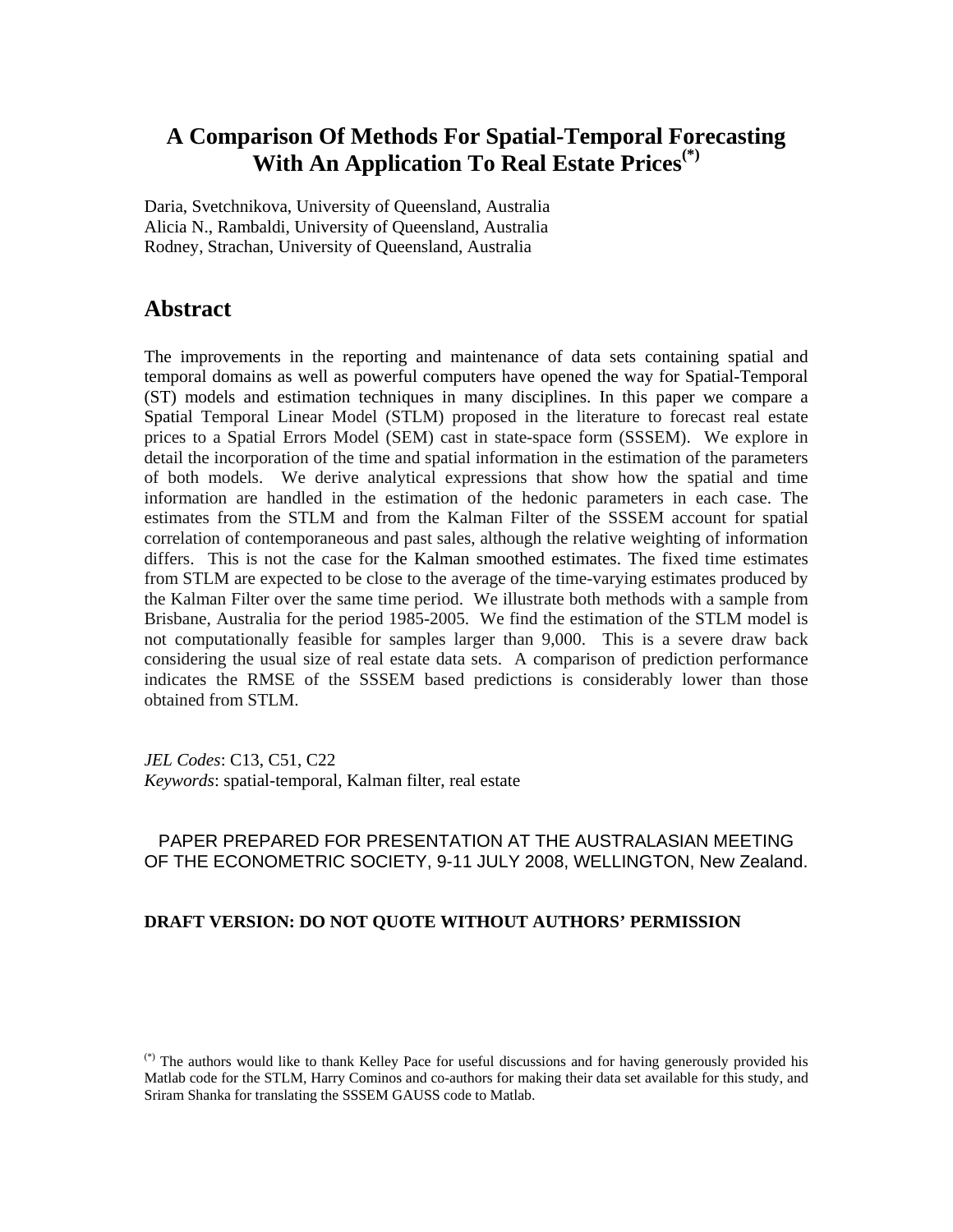# A Comparison Of Methods For Spatial-Temporal Forecasting With An Application To Real Estate Prices[(*)]

Daria, Svetchnikova, University of Queensland, Australia
Alicia N., Rambaldi, University of Queensland, Australia
Rodney, Strachan, University of Queensland, Australia

## Abstract

The improvements in the reporting and maintenance of data sets containing spatial and temporal domains as well as powerful computers have opened the way for Spatial-Temporal (ST) models and estimation techniques in many disciplines. In this paper we compare a Spatial Temporal Linear Model (STLM) proposed in the literature to forecast real estate prices to a Spatial Errors Model (SEM) cast in state-space form (SSSEM). We explore in detail the incorporation of the time and spatial information in the estimation of the parameters of both models. We derive analytical expressions that show how the spatial and time information are handled in the estimation of the hedonic parameters in each case. The estimates from the STLM and from the Kalman Filter of the SSSEM account for spatial correlation of contemporaneous and past sales, although the relative weighting of information differs. This is not the case for the Kalman smoothed estimates. The fixed time estimates from STLM are expected to be close to the average of the time-varying estimates produced by the Kalman Filter over the same time period. We illustrate both methods with a sample from Brisbane, Australia for the period 1985-2005. We find the estimation of the STLM model is not computationally feasible for samples larger than 9,000. This is a severe draw back considering the usual size of real estate data sets. A comparison of prediction performance indicates the RMSE of the SSSEM based predictions is considerably lower than those obtained from STLM.

*JEL Codes*: C13, C51, C22
*Keywords*: spatial-temporal, Kalman filter, real estate

PAPER PREPARED FOR PRESENTATION AT THE AUSTRALASIAN MEETING OF THE ECONOMETRIC SOCIETY, 9-11 JULY 2008, WELLINGTON, New Zealand.

**DRAFT VERSION: DO NOT QUOTE WITHOUT AUTHORS' PERMISSION**

[(*)] The authors would like to thank Kelley Pace for useful discussions and for having generously provided his Matlab code for the STLM, Harry Cominos and co-authors for making their data set available for this study, and Sriram Shanka for translating the SSSEM GAUSS code to Matlab.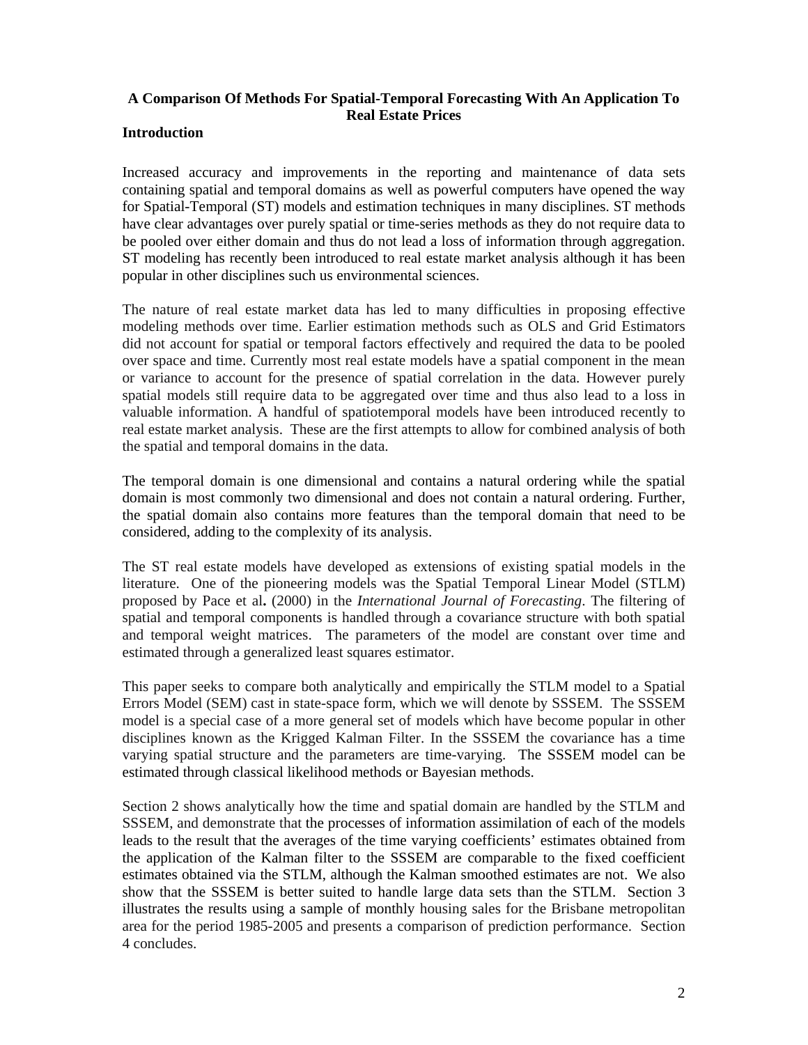**A Comparison Of Methods For Spatial-Temporal Forecasting With An Application To Real Estate Prices**

## Introduction

Increased accuracy and improvements in the reporting and maintenance of data sets containing spatial and temporal domains as well as powerful computers have opened the way for Spatial-Temporal (ST) models and estimation techniques in many disciplines. ST methods have clear advantages over purely spatial or time-series methods as they do not require data to be pooled over either domain and thus do not lead a loss of information through aggregation. ST modeling has recently been introduced to real estate market analysis although it has been popular in other disciplines such us environmental sciences.

The nature of real estate market data has led to many difficulties in proposing effective modeling methods over time. Earlier estimation methods such as OLS and Grid Estimators did not account for spatial or temporal factors effectively and required the data to be pooled over space and time. Currently most real estate models have a spatial component in the mean or variance to account for the presence of spatial correlation in the data. However purely spatial models still require data to be aggregated over time and thus also lead to a loss in valuable information. A handful of spatiotemporal models have been introduced recently to real estate market analysis. These are the first attempts to allow for combined analysis of both the spatial and temporal domains in the data.

The temporal domain is one dimensional and contains a natural ordering while the spatial domain is most commonly two dimensional and does not contain a natural ordering. Further, the spatial domain also contains more features than the temporal domain that need to be considered, adding to the complexity of its analysis.

The ST real estate models have developed as extensions of existing spatial models in the literature. One of the pioneering models was the Spatial Temporal Linear Model (STLM) proposed by Pace et al**.** (2000) in the *International Journal of Forecasting*. The filtering of spatial and temporal components is handled through a covariance structure with both spatial and temporal weight matrices. The parameters of the model are constant over time and estimated through a generalized least squares estimator.

This paper seeks to compare both analytically and empirically the STLM model to a Spatial Errors Model (SEM) cast in state-space form, which we will denote by SSSEM. The SSSEM model is a special case of a more general set of models which have become popular in other disciplines known as the Krigged Kalman Filter. In the SSSEM the covariance has a time varying spatial structure and the parameters are time-varying. The SSSEM model can be estimated through classical likelihood methods or Bayesian methods.

Section 2 shows analytically how the time and spatial domain are handled by the STLM and SSSEM, and demonstrate that the processes of information assimilation of each of the models leads to the result that the averages of the time varying coefficients' estimates obtained from the application of the Kalman filter to the SSSEM are comparable to the fixed coefficient estimates obtained via the STLM, although the Kalman smoothed estimates are not. We also show that the SSSEM is better suited to handle large data sets than the STLM. Section 3 illustrates the results using a sample of monthly housing sales for the Brisbane metropolitan area for the period 1985-2005 and presents a comparison of prediction performance. Section 4 concludes.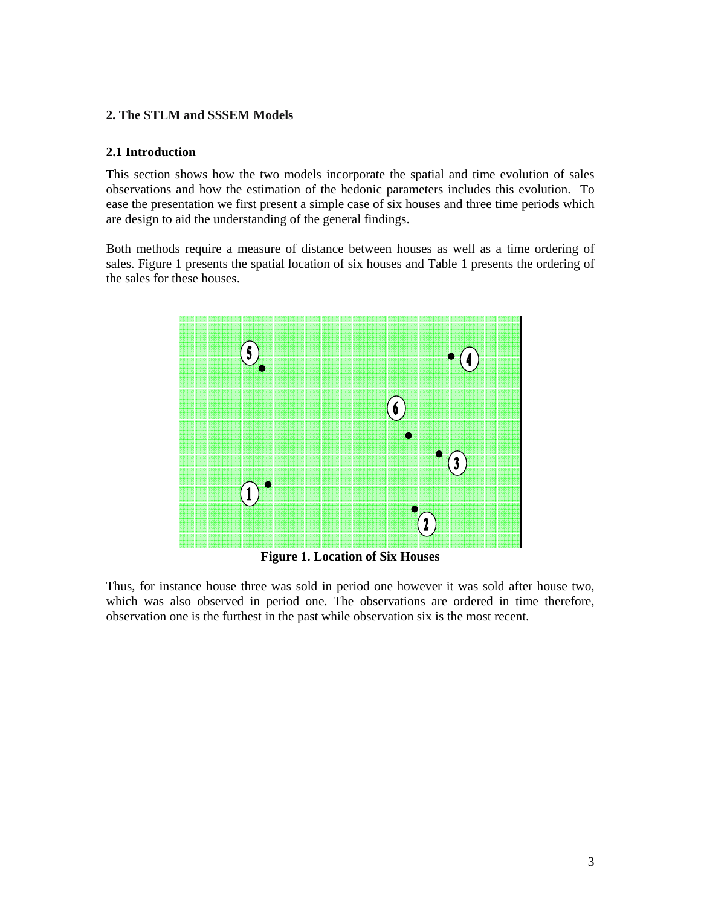## 2. The STLM and SSSEM Models

### 2.1 Introduction

This section shows how the two models incorporate the spatial and time evolution of sales observations and how the estimation of the hedonic parameters includes this evolution. To ease the presentation we first present a simple case of six houses and three time periods which are design to aid the understanding of the general findings.

Both methods require a measure of distance between houses as well as a time ordering of sales. Figure 1 presents the spatial location of six houses and Table 1 presents the ordering of the sales for these houses.

**Figure 1. Location of Six Houses**

Thus, for instance house three was sold in period one however it was sold after house two, which was also observed in period one. The observations are ordered in time therefore, observation one is the furthest in the past while observation six is the most recent.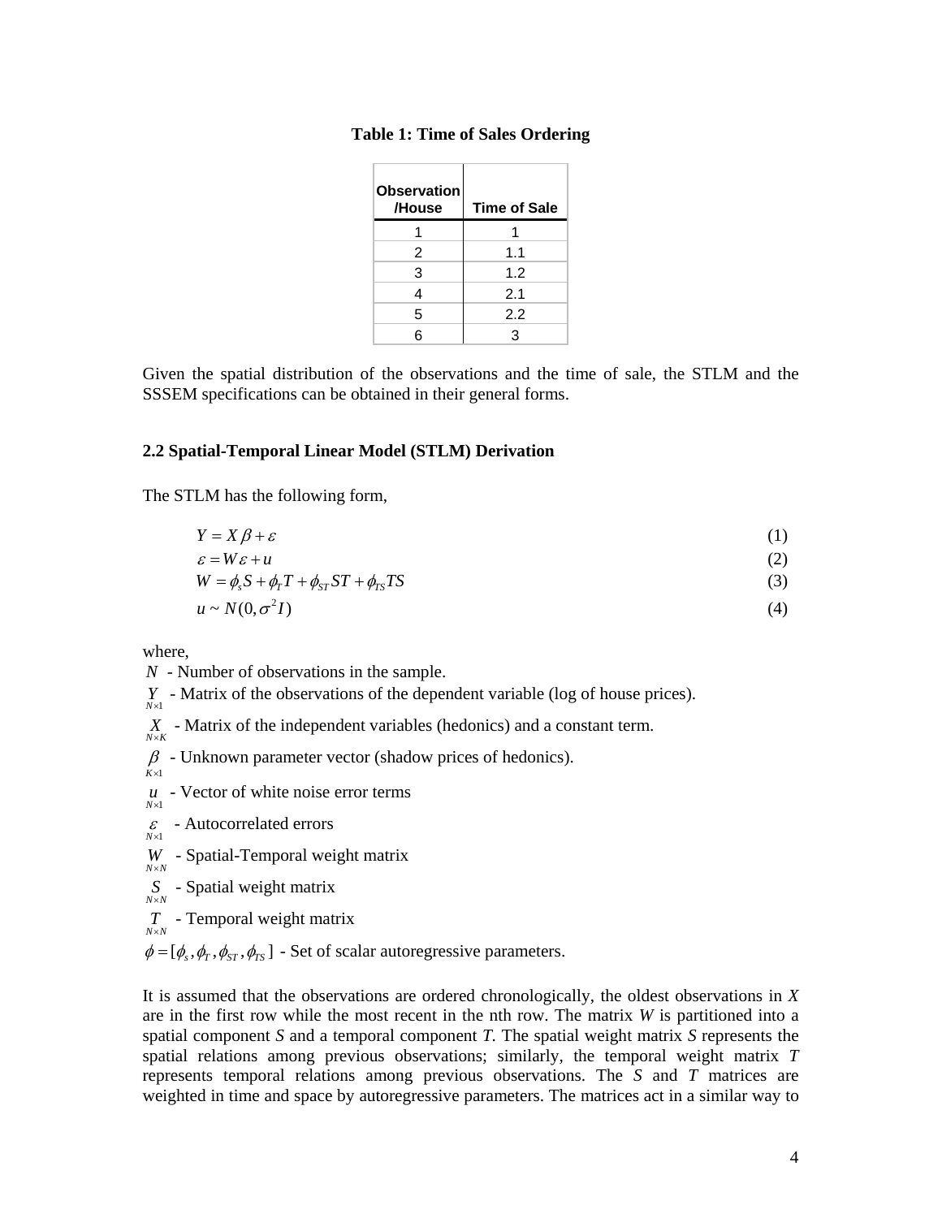**Table 1: Time of Sales Ordering**

| Observation /House | Time of Sale |
|---|---|
| 1 | 1 |
| 2 | 1.1 |
| 3 | 1.2 |
| 4 | 2.1 |
| 5 | 2.2 |
| 6 | 3 |

Given the spatial distribution of the observations and the time of sale, the STLM and the SSSEM specifications can be obtained in their general forms.

### 2.2 Spatial-Temporal Linear Model (STLM) Derivation

The STLM has the following form,

$$Y = X\beta + \varepsilon \tag{1}$$

$$\varepsilon = W\varepsilon + u \tag{2}$$

$$W = \phi_s S + \phi_T T + \phi_{ST} ST + \phi_{TS} TS \tag{3}$$

$$u \sim N(0, \sigma^2 I) \tag{4}$$

where,

$N$ - Number of observations in the sample.

$\underset{N\times 1}{Y}$ - Matrix of the observations of the dependent variable (log of house prices).

$\underset{N\times K}{X}$ - Matrix of the independent variables (hedonics) and a constant term.

$\underset{K\times 1}{\beta}$ - Unknown parameter vector (shadow prices of hedonics).

$\underset{N\times 1}{u}$ - Vector of white noise error terms

$\underset{N\times 1}{\varepsilon}$ - Autocorrelated errors

$\underset{N\times N}{W}$ - Spatial-Temporal weight matrix

$\underset{N\times N}{S}$ - Spatial weight matrix

$\underset{N\times N}{T}$ - Temporal weight matrix

$\phi = [\phi_s, \phi_T, \phi_{ST}, \phi_{TS}]$ - Set of scalar autoregressive parameters.

It is assumed that the observations are ordered chronologically, the oldest observations in *X* are in the first row while the most recent in the nth row. The matrix *W* is partitioned into a spatial component *S* and a temporal component *T*. The spatial weight matrix *S* represents the spatial relations among previous observations; similarly, the temporal weight matrix *T* represents temporal relations among previous observations. The *S* and *T* matrices are weighted in time and space by autoregressive parameters. The matrices act in a similar way to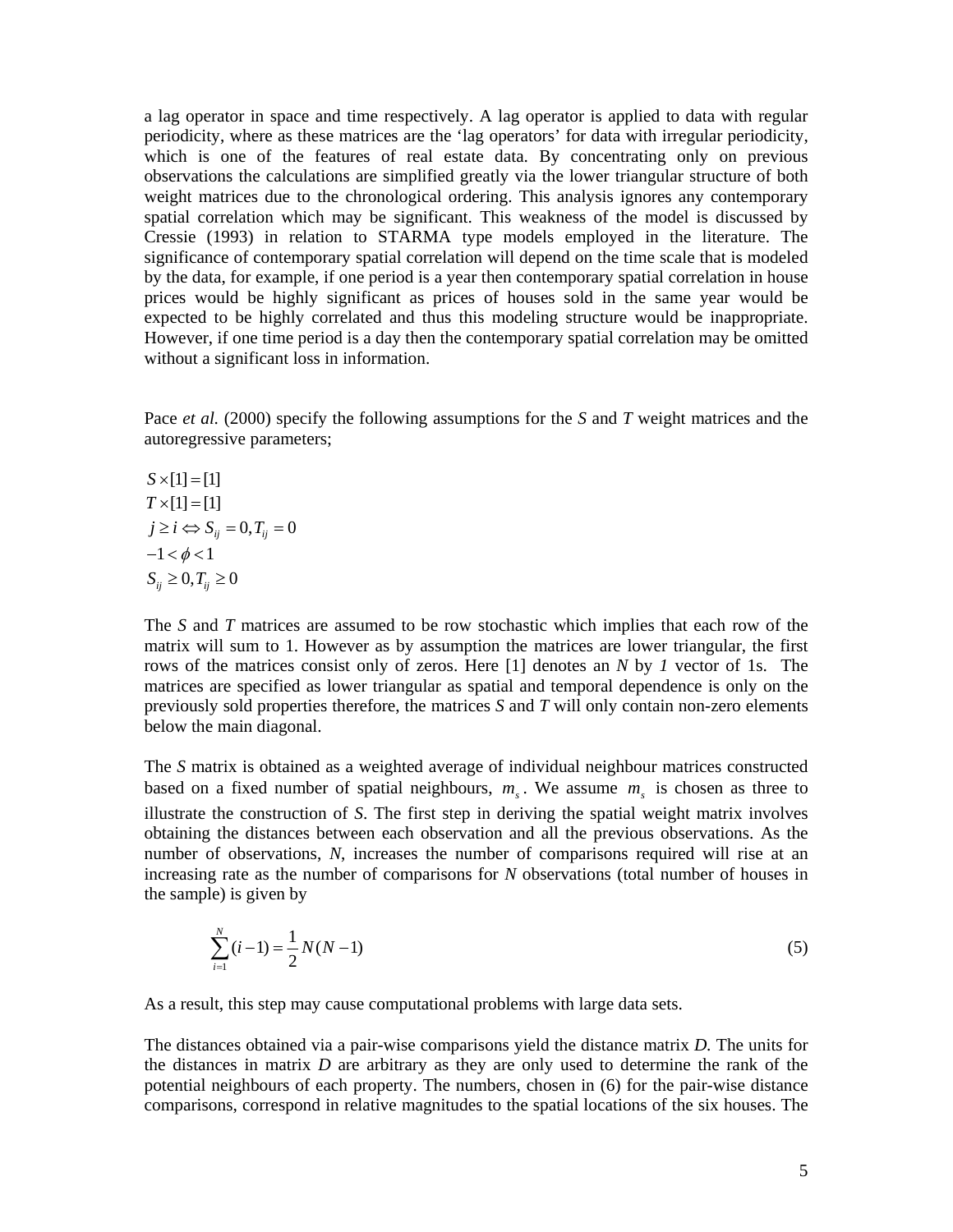a lag operator in space and time respectively. A lag operator is applied to data with regular periodicity, where as these matrices are the 'lag operators' for data with irregular periodicity, which is one of the features of real estate data. By concentrating only on previous observations the calculations are simplified greatly via the lower triangular structure of both weight matrices due to the chronological ordering. This analysis ignores any contemporary spatial correlation which may be significant. This weakness of the model is discussed by Cressie (1993) in relation to STARMA type models employed in the literature. The significance of contemporary spatial correlation will depend on the time scale that is modeled by the data, for example, if one period is a year then contemporary spatial correlation in house prices would be highly significant as prices of houses sold in the same year would be expected to be highly correlated and thus this modeling structure would be inappropriate. However, if one time period is a day then the contemporary spatial correlation may be omitted without a significant loss in information.

Pace *et al.* (2000) specify the following assumptions for the *S* and *T* weight matrices and the autoregressive parameters;

$$
\begin{aligned}
&S \times [1] = [1] \\
&T \times [1] = [1] \\
&j \geq i \Leftrightarrow S_{ij} = 0, T_{ij} = 0 \\
&-1 < \phi < 1 \\
&S_{ij} \geq 0, T_{ij} \geq 0
\end{aligned}
$$

The *S* and *T* matrices are assumed to be row stochastic which implies that each row of the matrix will sum to 1. However as by assumption the matrices are lower triangular, the first rows of the matrices consist only of zeros. Here [1] denotes an *N* by *1* vector of 1s. The matrices are specified as lower triangular as spatial and temporal dependence is only on the previously sold properties therefore, the matrices *S* and *T* will only contain non-zero elements below the main diagonal.

The *S* matrix is obtained as a weighted average of individual neighbour matrices constructed based on a fixed number of spatial neighbours, $m_s$. We assume $m_s$ is chosen as three to illustrate the construction of *S*. The first step in deriving the spatial weight matrix involves obtaining the distances between each observation and all the previous observations. As the number of observations, *N*, increases the number of comparisons required will rise at an increasing rate as the number of comparisons for *N* observations (total number of houses in the sample) is given by

$$\sum_{i=1}^{N} (i-1) = \frac{1}{2} N(N-1) \tag{5}$$

As a result, this step may cause computational problems with large data sets.

The distances obtained via a pair-wise comparisons yield the distance matrix *D*. The units for the distances in matrix *D* are arbitrary as they are only used to determine the rank of the potential neighbours of each property. The numbers, chosen in (6) for the pair-wise distance comparisons, correspond in relative magnitudes to the spatial locations of the six houses. The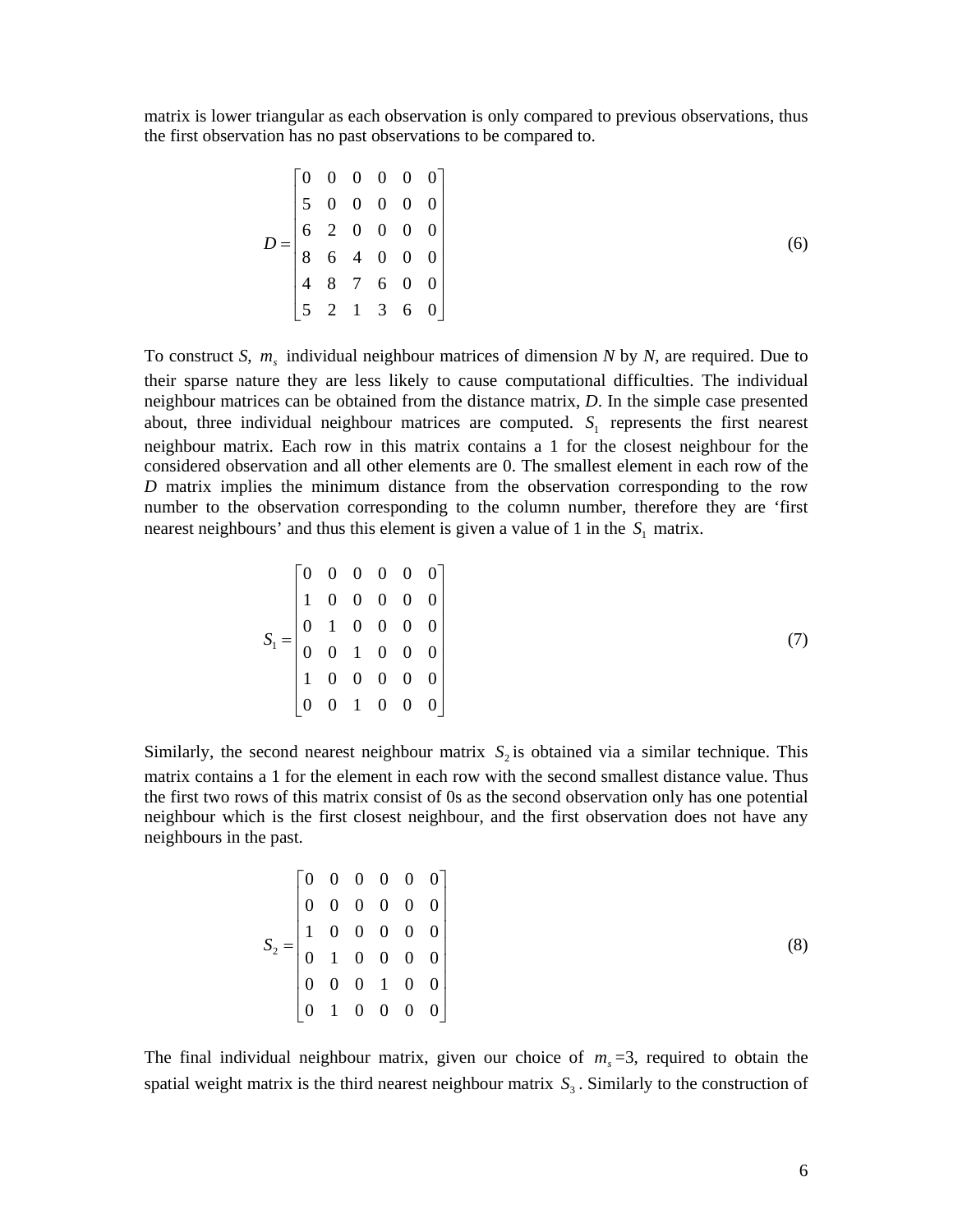matrix is lower triangular as each observation is only compared to previous observations, thus the first observation has no past observations to be compared to.

$$D = \begin{bmatrix} 0 & 0 & 0 & 0 & 0 & 0 \\ 5 & 0 & 0 & 0 & 0 & 0 \\ 6 & 2 & 0 & 0 & 0 & 0 \\ 8 & 6 & 4 & 0 & 0 & 0 \\ 4 & 8 & 7 & 6 & 0 & 0 \\ 5 & 2 & 1 & 3 & 6 & 0 \end{bmatrix} \tag{6}$$

To construct *S*, $m_s$ individual neighbour matrices of dimension *N* by *N*, are required. Due to their sparse nature they are less likely to cause computational difficulties. The individual neighbour matrices can be obtained from the distance matrix, *D*. In the simple case presented about, three individual neighbour matrices are computed. $S_1$ represents the first nearest neighbour matrix. Each row in this matrix contains a 1 for the closest neighbour for the considered observation and all other elements are 0. The smallest element in each row of the *D* matrix implies the minimum distance from the observation corresponding to the row number to the observation corresponding to the column number, therefore they are 'first nearest neighbours' and thus this element is given a value of 1 in the $S_1$ matrix.

$$S_1 = \begin{bmatrix} 0 & 0 & 0 & 0 & 0 & 0 \\ 1 & 0 & 0 & 0 & 0 & 0 \\ 0 & 1 & 0 & 0 & 0 & 0 \\ 0 & 0 & 1 & 0 & 0 & 0 \\ 1 & 0 & 0 & 0 & 0 & 0 \\ 0 & 0 & 1 & 0 & 0 & 0 \end{bmatrix} \tag{7}$$

Similarly, the second nearest neighbour matrix $S_2$ is obtained via a similar technique. This matrix contains a 1 for the element in each row with the second smallest distance value. Thus the first two rows of this matrix consist of 0s as the second observation only has one potential neighbour which is the first closest neighbour, and the first observation does not have any neighbours in the past.

$$S_2 = \begin{bmatrix} 0 & 0 & 0 & 0 & 0 & 0 \\ 0 & 0 & 0 & 0 & 0 & 0 \\ 1 & 0 & 0 & 0 & 0 & 0 \\ 0 & 1 & 0 & 0 & 0 & 0 \\ 0 & 0 & 0 & 1 & 0 & 0 \\ 0 & 1 & 0 & 0 & 0 & 0 \end{bmatrix} \tag{8}$$

The final individual neighbour matrix, given our choice of $m_s = 3$, required to obtain the spatial weight matrix is the third nearest neighbour matrix $S_3$. Similarly to the construction of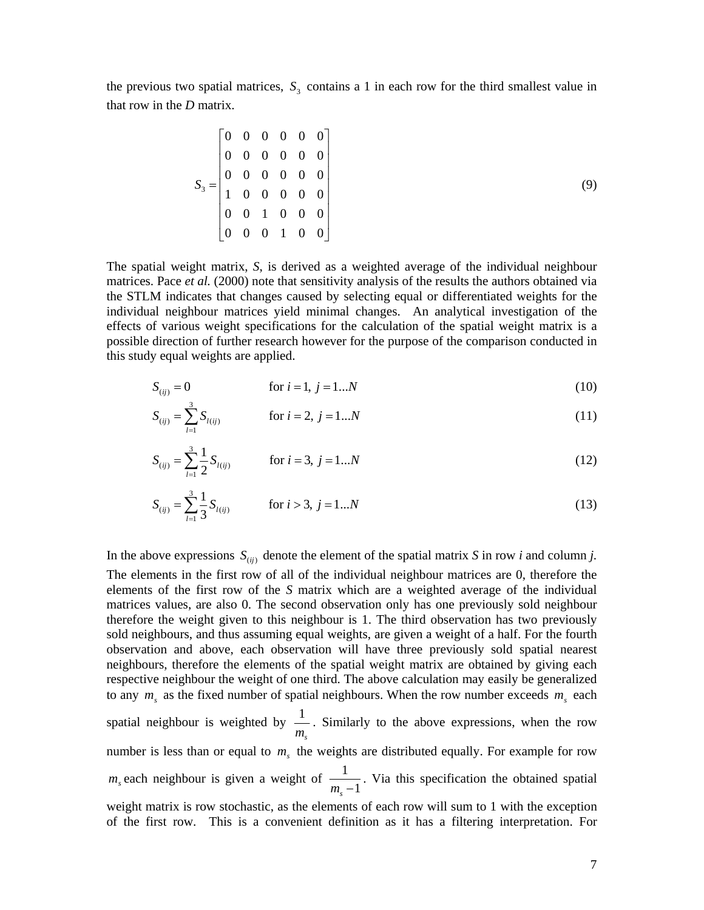the previous two spatial matrices, $S_3$ contains a 1 in each row for the third smallest value in that row in the *D* matrix.

$$S_3 = \begin{bmatrix} 0 & 0 & 0 & 0 & 0 & 0 \\ 0 & 0 & 0 & 0 & 0 & 0 \\ 0 & 0 & 0 & 0 & 0 & 0 \\ 1 & 0 & 0 & 0 & 0 & 0 \\ 0 & 0 & 1 & 0 & 0 & 0 \\ 0 & 0 & 0 & 1 & 0 & 0 \end{bmatrix} \tag{9}$$

The spatial weight matrix, *S*, is derived as a weighted average of the individual neighbour matrices. Pace *et al.* (2000) note that sensitivity analysis of the results the authors obtained via the STLM indicates that changes caused by selecting equal or differentiated weights for the individual neighbour matrices yield minimal changes. An analytical investigation of the effects of various weight specifications for the calculation of the spatial weight matrix is a possible direction of further research however for the purpose of the comparison conducted in this study equal weights are applied.

$$S_{(ij)} = 0 \qquad \text{for } i = 1,\ j = 1...N \tag{10}$$

$$S_{(ij)} = \sum_{l=1}^{3} S_{l(ij)} \qquad \text{for } i = 2,\ j = 1...N \tag{11}$$

$$S_{(ij)} = \sum_{l=1}^{3} \frac{1}{2} S_{l(ij)} \qquad \text{for } i = 3,\ j = 1...N \tag{12}$$

$$S_{(ij)} = \sum_{l=1}^{3} \frac{1}{3} S_{l(ij)} \qquad \text{for } i > 3,\ j = 1...N \tag{13}$$

In the above expressions $S_{(ij)}$ denote the element of the spatial matrix *S* in row *i* and column *j*. The elements in the first row of all of the individual neighbour matrices are 0, therefore the elements of the first row of the *S* matrix which are a weighted average of the individual matrices values, are also 0. The second observation only has one previously sold neighbour therefore the weight given to this neighbour is 1. The third observation has two previously sold neighbours, and thus assuming equal weights, are given a weight of a half. For the fourth observation and above, each observation will have three previously sold spatial nearest neighbours, therefore the elements of the spatial weight matrix are obtained by giving each respective neighbour the weight of one third. The above calculation may easily be generalized to any $m_s$ as the fixed number of spatial neighbours. When the row number exceeds $m_s$ each spatial neighbour is weighted by $\frac{1}{m_s}$. Similarly to the above expressions, when the row number is less than or equal to $m_s$ the weights are distributed equally. For example for row $m_s$ each neighbour is given a weight of $\frac{1}{m_s - 1}$. Via this specification the obtained spatial weight matrix is row stochastic, as the elements of each row will sum to 1 with the exception of the first row. This is a convenient definition as it has a filtering interpretation. For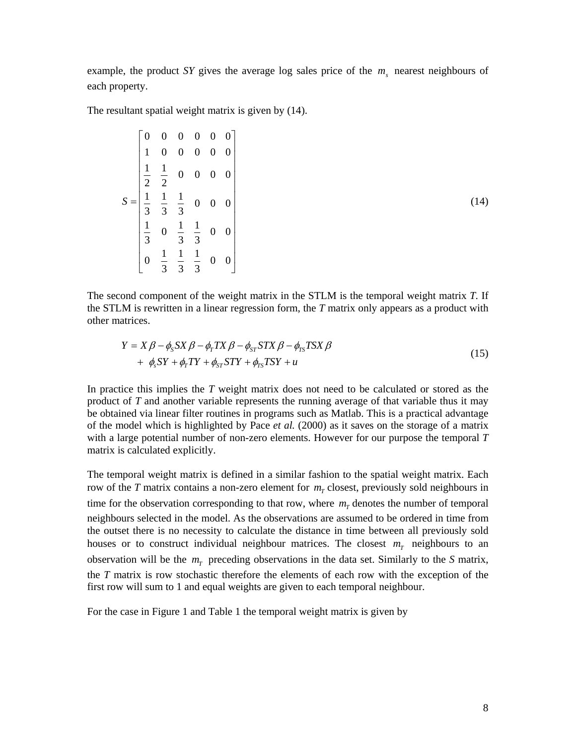example, the product *SY* gives the average log sales price of the $m_s$ nearest neighbours of each property.

The resultant spatial weight matrix is given by (14).

$$S = \begin{bmatrix} 0 & 0 & 0 & 0 & 0 & 0 \\ 1 & 0 & 0 & 0 & 0 & 0 \\ \frac{1}{2} & \frac{1}{2} & 0 & 0 & 0 & 0 \\ \frac{1}{3} & \frac{1}{3} & \frac{1}{3} & 0 & 0 & 0 \\ \frac{1}{3} & 0 & \frac{1}{3} & \frac{1}{3} & 0 & 0 \\ 0 & \frac{1}{3} & \frac{1}{3} & \frac{1}{3} & 0 & 0 \end{bmatrix} \tag{14}$$

The second component of the weight matrix in the STLM is the temporal weight matrix *T*. If the STLM is rewritten in a linear regression form, the *T* matrix only appears as a product with other matrices.

$$\begin{aligned} Y &= X\beta - \phi_S SX\beta - \phi_T TX\beta - \phi_{ST} STX\beta - \phi_{TS} TSX\beta \\ &+ \phi_s SY + \phi_T TY + \phi_{ST} STY + \phi_{TS} TSY + u \end{aligned} \tag{15}$$

In practice this implies the *T* weight matrix does not need to be calculated or stored as the product of *T* and another variable represents the running average of that variable thus it may be obtained via linear filter routines in programs such as Matlab. This is a practical advantage of the model which is highlighted by Pace *et al.* (2000) as it saves on the storage of a matrix with a large potential number of non-zero elements. However for our purpose the temporal *T* matrix is calculated explicitly.

The temporal weight matrix is defined in a similar fashion to the spatial weight matrix. Each row of the *T* matrix contains a non-zero element for $m_T$ closest, previously sold neighbours in time for the observation corresponding to that row, where $m_T$ denotes the number of temporal neighbours selected in the model. As the observations are assumed to be ordered in time from the outset there is no necessity to calculate the distance in time between all previously sold houses or to construct individual neighbour matrices. The closest $m_T$ neighbours to an observation will be the $m_T$ preceding observations in the data set. Similarly to the *S* matrix, the *T* matrix is row stochastic therefore the elements of each row with the exception of the first row will sum to 1 and equal weights are given to each temporal neighbour.

For the case in Figure 1 and Table 1 the temporal weight matrix is given by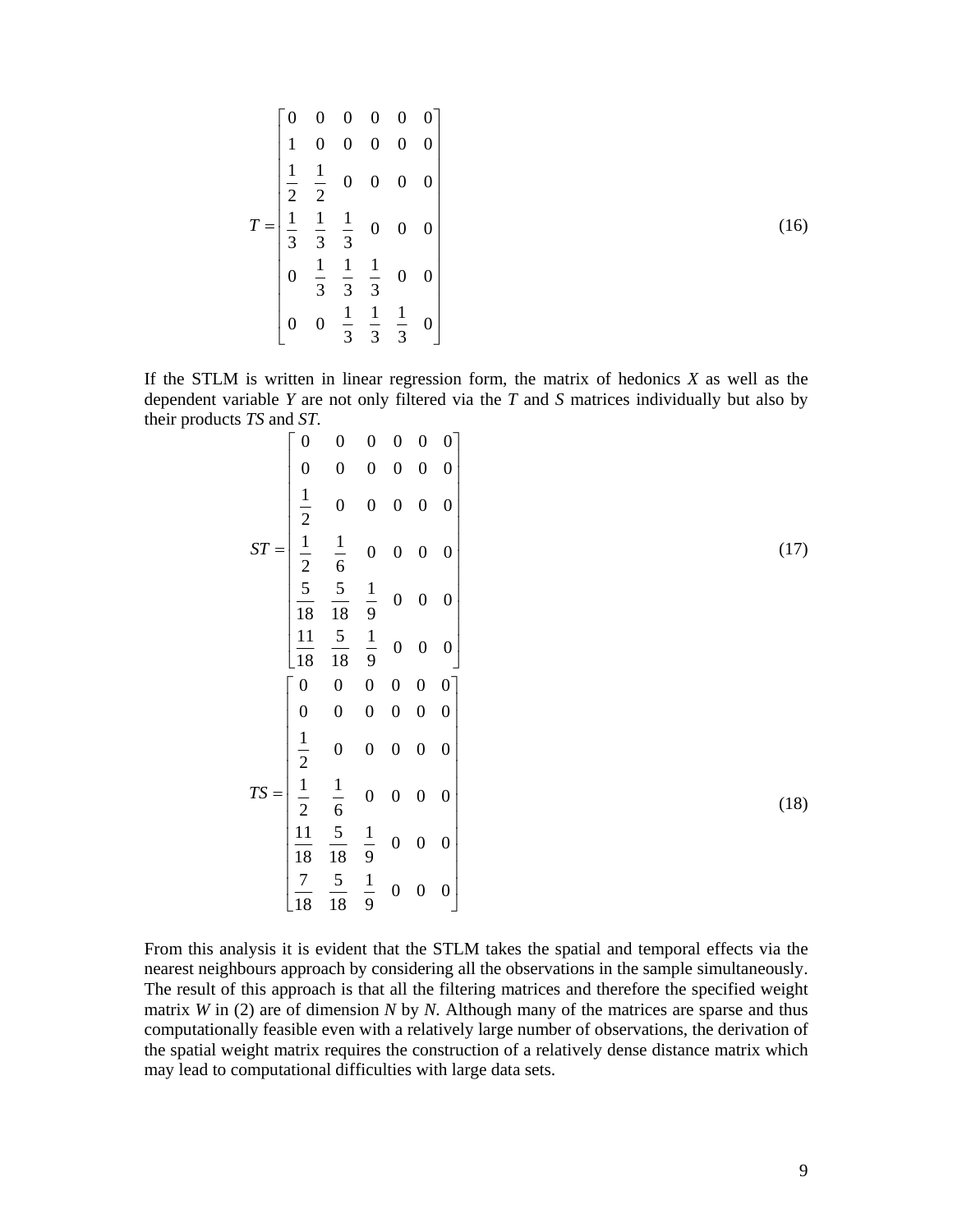$$
T = \begin{bmatrix} 0 & 0 & 0 & 0 & 0 & 0 \\ 1 & 0 & 0 & 0 & 0 & 0 \\ \frac{1}{2} & \frac{1}{2} & 0 & 0 & 0 & 0 \\ \frac{1}{3} & \frac{1}{3} & \frac{1}{3} & 0 & 0 & 0 \\ 0 & \frac{1}{3} & \frac{1}{3} & \frac{1}{3} & 0 & 0 \\ 0 & 0 & \frac{1}{3} & \frac{1}{3} & \frac{1}{3} & 0 \end{bmatrix} \tag{16}
$$

If the STLM is written in linear regression form, the matrix of hedonics $X$ as well as the dependent variable $Y$ are not only filtered via the $T$ and $S$ matrices individually but also by their products $TS$ and $ST$.

$$
ST = \begin{bmatrix} 0 & 0 & 0 & 0 & 0 & 0 \\ 0 & 0 & 0 & 0 & 0 & 0 \\ \frac{1}{2} & 0 & 0 & 0 & 0 & 0 \\ \frac{1}{2} & \frac{1}{6} & 0 & 0 & 0 & 0 \\ \frac{5}{18} & \frac{5}{18} & \frac{1}{9} & 0 & 0 & 0 \\ \frac{11}{18} & \frac{5}{18} & \frac{1}{9} & 0 & 0 & 0 \end{bmatrix} \tag{17}
$$

$$
TS = \begin{bmatrix} 0 & 0 & 0 & 0 & 0 & 0 \\ 0 & 0 & 0 & 0 & 0 & 0 \\ \frac{1}{2} & 0 & 0 & 0 & 0 & 0 \\ \frac{1}{2} & \frac{1}{6} & 0 & 0 & 0 & 0 \\ \frac{11}{18} & \frac{5}{18} & \frac{1}{9} & 0 & 0 & 0 \\ \frac{7}{18} & \frac{5}{18} & \frac{1}{9} & 0 & 0 & 0 \end{bmatrix} \tag{18}
$$

From this analysis it is evident that the STLM takes the spatial and temporal effects via the nearest neighbours approach by considering all the observations in the sample simultaneously. The result of this approach is that all the filtering matrices and therefore the specified weight matrix $W$ in (2) are of dimension $N$ by $N$. Although many of the matrices are sparse and thus computationally feasible even with a relatively large number of observations, the derivation of the spatial weight matrix requires the construction of a relatively dense distance matrix which may lead to computational difficulties with large data sets.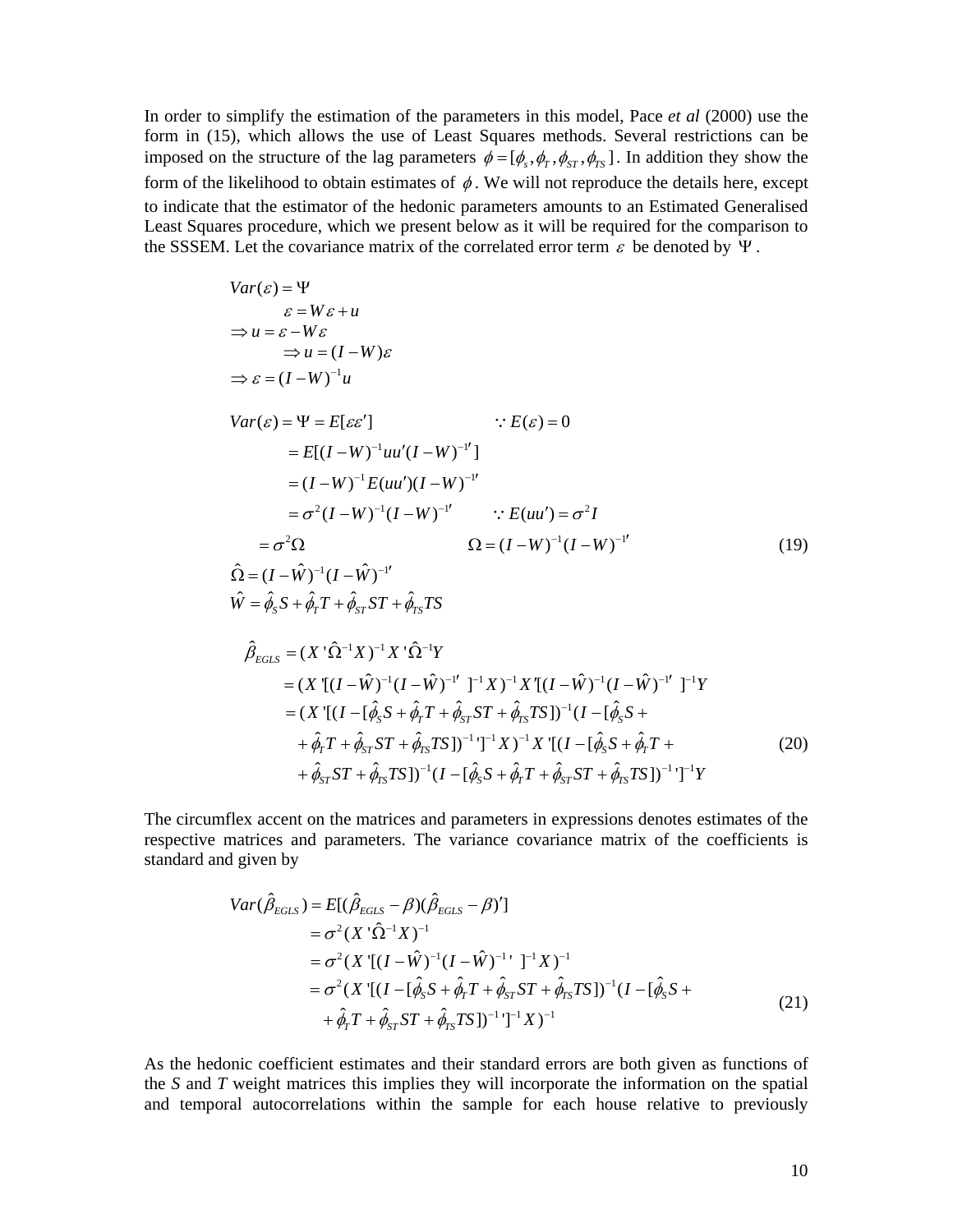In order to simplify the estimation of the parameters in this model, Pace *et al* (2000) use the form in (15), which allows the use of Least Squares methods. Several restrictions can be imposed on the structure of the lag parameters $\phi = [\phi_s, \phi_T, \phi_{ST}, \phi_{TS}]$. In addition they show the form of the likelihood to obtain estimates of $\phi$. We will not reproduce the details here, except to indicate that the estimator of the hedonic parameters amounts to an Estimated Generalised Least Squares procedure, which we present below as it will be required for the comparison to the SSSEM. Let the covariance matrix of the correlated error term $\varepsilon$ be denoted by $\Psi$.

$$
\begin{aligned}
& Var(\varepsilon) = \Psi \\
& \qquad \varepsilon = W\varepsilon + u \\
& \Rightarrow u = \varepsilon - W\varepsilon \\
& \qquad \Rightarrow u = (I - W)\varepsilon \\
& \Rightarrow \varepsilon = (I - W)^{-1} u
\end{aligned}
$$

$$
\begin{aligned}
Var(\varepsilon) = \Psi &= E[\varepsilon\varepsilon'] && \because E(\varepsilon) = 0 \\
&= E[(I - W)^{-1} uu' (I - W)^{-1'}] \\
&= (I - W)^{-1} E(uu')(I - W)^{-1'} \\
&= \sigma^2 (I - W)^{-1} (I - W)^{-1'} && \because E(uu') = \sigma^2 I \\
&= \sigma^2 \Omega && \Omega = (I - W)^{-1} (I - W)^{-1'} \qquad (19)
\end{aligned}
$$

$$
\begin{aligned}
& \hat{\Omega} = (I - \hat{W})^{-1} (I - \hat{W})^{-1'} \\
& \hat{W} = \hat{\phi}_S S + \hat{\phi}_T T + \hat{\phi}_{ST} ST + \hat{\phi}_{TS} TS
\end{aligned}
$$

$$
\begin{aligned}
\hat{\beta}_{EGLS} &= (X'\hat{\Omega}^{-1} X)^{-1} X'\hat{\Omega}^{-1} Y \\
&= (X'[(I - \hat{W})^{-1} (I - \hat{W})^{-1'} \;]^{-1} X)^{-1} X'[(I - \hat{W})^{-1} (I - \hat{W})^{-1'} \;]^{-1} Y \\
&= (X'[(I - [\hat{\phi}_S S + \hat{\phi}_T T + \hat{\phi}_{ST} ST + \hat{\phi}_{TS} TS])^{-1} (I - [\hat{\phi}_S S + \\
&\quad + \hat{\phi}_T T + \hat{\phi}_{ST} ST + \hat{\phi}_{TS} TS])^{-1}{}']^{-1} X)^{-1} X'[(I - [\hat{\phi}_S S + \hat{\phi}_T T + \\
&\quad + \hat{\phi}_{ST} ST + \hat{\phi}_{TS} TS])^{-1} (I - [\hat{\phi}_S S + \hat{\phi}_T T + \hat{\phi}_{ST} ST + \hat{\phi}_{TS} TS])^{-1}{}']^{-1} Y
\end{aligned} \qquad (20)
$$

The circumflex accent on the matrices and parameters in expressions denotes estimates of the respective matrices and parameters. The variance covariance matrix of the coefficients is standard and given by

$$
\begin{aligned}
Var(\hat{\beta}_{EGLS}) &= E[(\hat{\beta}_{EGLS} - \beta)(\hat{\beta}_{EGLS} - \beta)'] \\
&= \sigma^2 (X'\hat{\Omega}^{-1} X)^{-1} \\
&= \sigma^2 (X'[(I - \hat{W})^{-1} (I - \hat{W})^{-1}{}' \;]^{-1} X)^{-1} \\
&= \sigma^2 (X'[(I - [\hat{\phi}_S S + \hat{\phi}_T T + \hat{\phi}_{ST} ST + \hat{\phi}_{TS} TS])^{-1} (I - [\hat{\phi}_S S + \\
&\quad + \hat{\phi}_T T + \hat{\phi}_{ST} ST + \hat{\phi}_{TS} TS])^{-1}{}']^{-1} X)^{-1}
\end{aligned} \qquad (21)
$$

As the hedonic coefficient estimates and their standard errors are both given as functions of the *S* and *T* weight matrices this implies they will incorporate the information on the spatial and temporal autocorrelations within the sample for each house relative to previously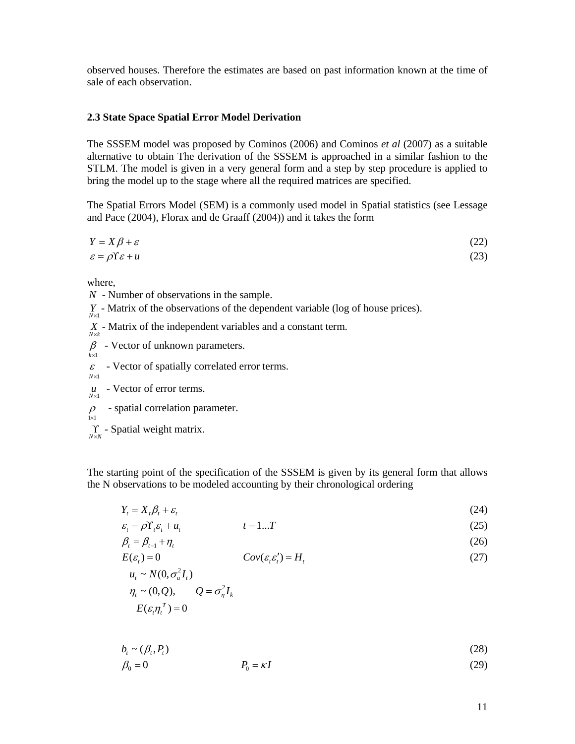observed houses. Therefore the estimates are based on past information known at the time of sale of each observation.

### 2.3 State Space Spatial Error Model Derivation

The SSSEM model was proposed by Cominos (2006) and Cominos *et al* (2007) as a suitable alternative to obtain The derivation of the SSSEM is approached in a similar fashion to the STLM. The model is given in a very general form and a step by step procedure is applied to bring the model up to the stage where all the required matrices are specified.

The Spatial Errors Model (SEM) is a commonly used model in Spatial statistics (see Lessage and Pace (2004), Florax and de Graaff (2004)) and it takes the form

$$Y = X\beta + \varepsilon \tag{22}$$

$$\varepsilon = \rho\Upsilon\varepsilon + u \tag{23}$$

where,

$N$ - Number of observations in the sample.

$\underset{N\times 1}{Y}$ - Matrix of the observations of the dependent variable (log of house prices).

$\underset{N\times k}{X}$ - Matrix of the independent variables and a constant term.

$\underset{k\times 1}{\beta}$ - Vector of unknown parameters.

$\underset{N\times 1}{\varepsilon}$ - Vector of spatially correlated error terms.

$\underset{N\times 1}{u}$ - Vector of error terms.

$\underset{1\times 1}{\rho}$ - spatial correlation parameter.

$\underset{N\times N}{\Upsilon}$ - Spatial weight matrix.

The starting point of the specification of the SSSEM is given by its general form that allows the N observations to be modeled accounting by their chronological ordering

$$Y_t = X_t\beta_t + \varepsilon_t \tag{24}$$

$$\varepsilon_t = \rho\Upsilon_t\varepsilon_t + u_t \qquad t = 1...T \tag{25}$$

$$\beta_t = \beta_{t-1} + \eta_t \tag{26}$$

$$E(\varepsilon_t) = 0 \qquad Cov(\varepsilon_t\varepsilon_t') = H_t \tag{27}$$

$$u_t \sim N(0, \sigma_u^2 I_t)$$

$$\eta_t \sim (0, Q), \qquad Q = \sigma_\eta^2 I_k$$

$$E(\varepsilon_t\eta_t^T) = 0$$

$$b_t \sim (\beta_t, P_t) \tag{28}$$

$$\beta_0 = 0 \qquad P_0 = \kappa I \tag{29}$$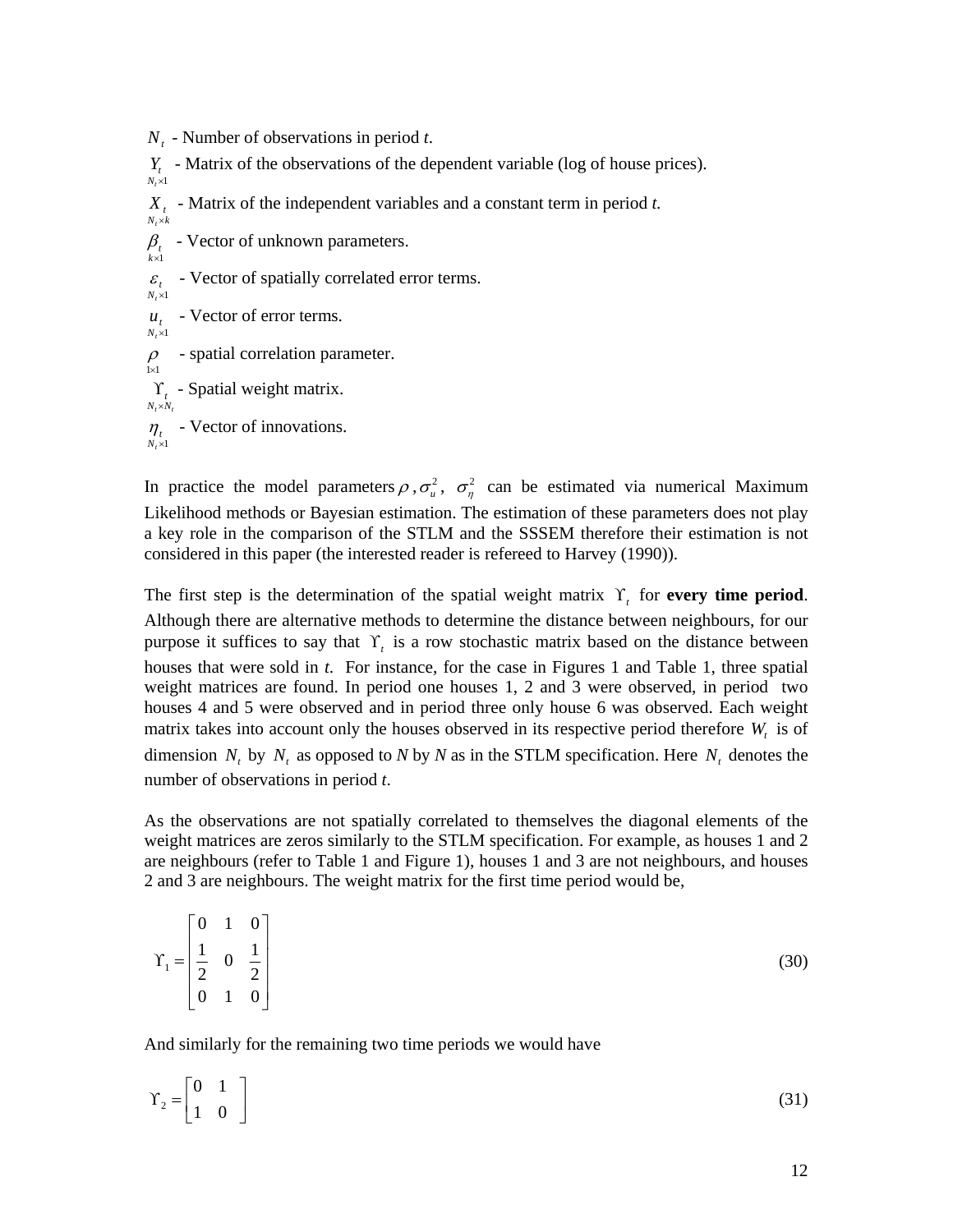$\underset{}{N_t}$ - Number of observations in period *t*.

$\underset{N_t \times 1}{Y_t}$ - Matrix of the observations of the dependent variable (log of house prices).

$\underset{N_t \times k}{X_t}$ - Matrix of the independent variables and a constant term in period *t.*

$\underset{k \times 1}{\beta_t}$ - Vector of unknown parameters.

$\underset{N_t \times 1}{\varepsilon_t}$ - Vector of spatially correlated error terms.

$\underset{N_t \times 1}{u_t}$ - Vector of error terms.

$\underset{1 \times 1}{\rho}$ - spatial correlation parameter.

$\underset{N_t \times N_t}{\Upsilon_t}$ - Spatial weight matrix.

$\underset{N_t \times 1}{\eta_t}$ - Vector of innovations.

In practice the model parameters $\rho$, $\sigma_u^2$, $\sigma_\eta^2$ can be estimated via numerical Maximum Likelihood methods or Bayesian estimation. The estimation of these parameters does not play a key role in the comparison of the STLM and the SSSEM therefore their estimation is not considered in this paper (the interested reader is refereed to Harvey (1990)).

The first step is the determination of the spatial weight matrix $\Upsilon_t$ for **every time period**. Although there are alternative methods to determine the distance between neighbours, for our purpose it suffices to say that $\Upsilon_t$ is a row stochastic matrix based on the distance between houses that were sold in *t*. For instance, for the case in Figures 1 and Table 1, three spatial weight matrices are found. In period one houses 1, 2 and 3 were observed, in period two houses 4 and 5 were observed and in period three only house 6 was observed. Each weight matrix takes into account only the houses observed in its respective period therefore $W_t$ is of dimension $N_t$ by $N_t$ as opposed to *N* by *N* as in the STLM specification. Here $N_t$ denotes the number of observations in period *t*.

As the observations are not spatially correlated to themselves the diagonal elements of the weight matrices are zeros similarly to the STLM specification. For example, as houses 1 and 2 are neighbours (refer to Table 1 and Figure 1), houses 1 and 3 are not neighbours, and houses 2 and 3 are neighbours. The weight matrix for the first time period would be,

$$\Upsilon_1 = \begin{bmatrix} 0 & 1 & 0 \\ \frac{1}{2} & 0 & \frac{1}{2} \\ 0 & 1 & 0 \end{bmatrix} \tag{30}$$

And similarly for the remaining two time periods we would have

$$\Upsilon_2 = \begin{bmatrix} 0 & 1 \\ 1 & 0 \end{bmatrix} \tag{31}$$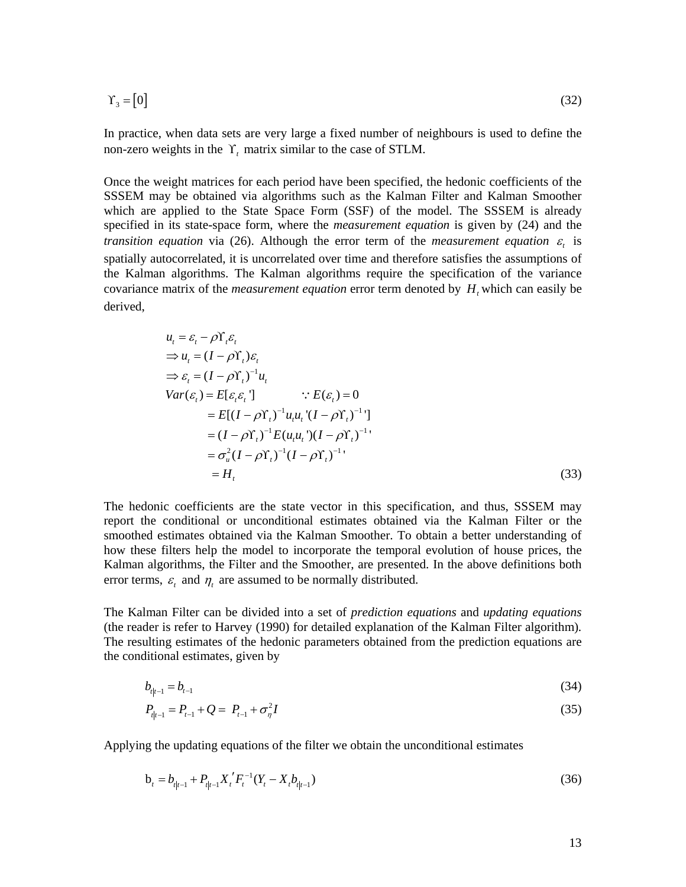$$\Upsilon_3 = [0] \tag{32}$$

In practice, when data sets are very large a fixed number of neighbours is used to define the non-zero weights in the $\Upsilon_t$ matrix similar to the case of STLM.

Once the weight matrices for each period have been specified, the hedonic coefficients of the SSSEM may be obtained via algorithms such as the Kalman Filter and Kalman Smoother which are applied to the State Space Form (SSF) of the model. The SSSEM is already specified in its state-space form, where the *measurement equation* is given by (24) and the *transition equation* via (26). Although the error term of the *measurement equation* $\varepsilon_t$ is spatially autocorrelated, it is uncorrelated over time and therefore satisfies the assumptions of the Kalman algorithms. The Kalman algorithms require the specification of the variance covariance matrix of the *measurement equation* error term denoted by $H_t$ which can easily be derived,

$$
\begin{aligned}
& u_t = \varepsilon_t - \rho \Upsilon_t \varepsilon_t \\
& \Rightarrow u_t = (I - \rho \Upsilon_t)\varepsilon_t \\
& \Rightarrow \varepsilon_t = (I - \rho \Upsilon_t)^{-1} u_t \\
& Var(\varepsilon_t) = E[\varepsilon_t \varepsilon_t '] \qquad \because E(\varepsilon_t) = 0 \\
& \qquad = E[(I - \rho \Upsilon_t)^{-1} u_t u_t '(I - \rho \Upsilon_t)^{-1} '] \\
& \qquad = (I - \rho \Upsilon_t)^{-1} E(u_t u_t ')(I - \rho \Upsilon_t)^{-1} ' \\
& \qquad = \sigma_u^2 (I - \rho \Upsilon_t)^{-1} (I - \rho \Upsilon_t)^{-1} ' \\
& \qquad = H_t
\end{aligned} \tag{33}
$$

The hedonic coefficients are the state vector in this specification, and thus, SSSEM may report the conditional or unconditional estimates obtained via the Kalman Filter or the smoothed estimates obtained via the Kalman Smoother. To obtain a better understanding of how these filters help the model to incorporate the temporal evolution of house prices, the Kalman algorithms, the Filter and the Smoother, are presented. In the above definitions both error terms, $\varepsilon_t$ and $\eta_t$ are assumed to be normally distributed.

The Kalman Filter can be divided into a set of *prediction equations* and *updating equations* (the reader is refer to Harvey (1990) for detailed explanation of the Kalman Filter algorithm). The resulting estimates of the hedonic parameters obtained from the prediction equations are the conditional estimates, given by

$$b_{t|t-1} = b_{t-1} \tag{34}$$

$$P_{t|t-1} = P_{t-1} + Q = P_{t-1} + \sigma_\eta^2 I \tag{35}$$

Applying the updating equations of the filter we obtain the unconditional estimates

$$\mathrm{b}_t = b_{t|t-1} + P_{t|t-1} X_t{}' F_t^{-1} (Y_t - X_t b_{t|t-1}) \tag{36}$$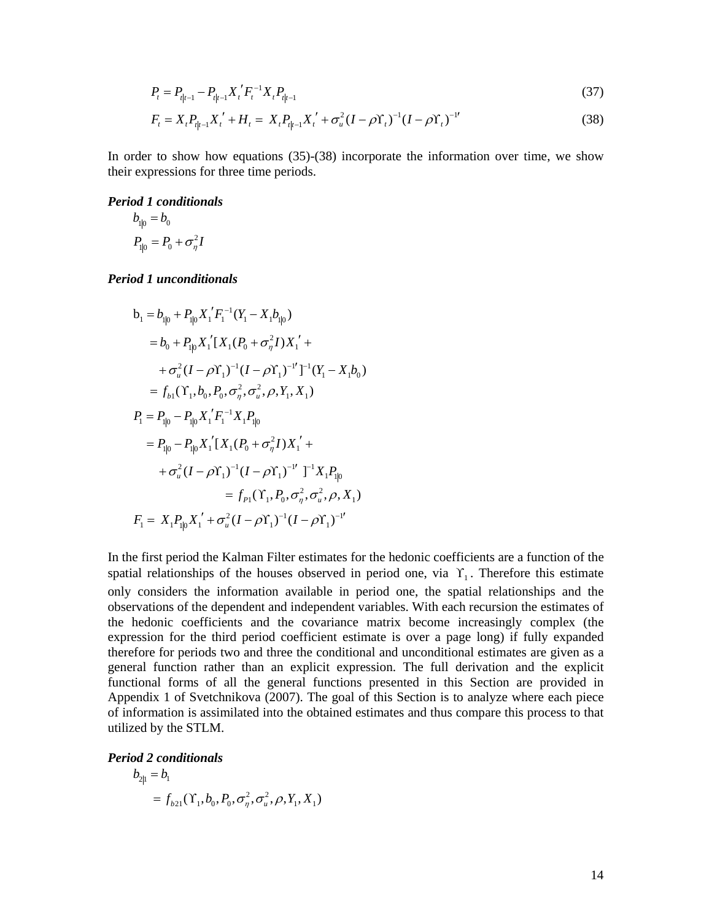$$P_t = P_{t|t-1} - P_{t|t-1} X_t{}' F_t^{-1} X_t P_{t|t-1} \tag{37}$$

$$F_t = X_t P_{t|t-1} X_t{}' + H_t = X_t P_{t|t-1} X_t{}' + \sigma_u^2 (I - \rho \Upsilon_t)^{-1} (I - \rho \Upsilon_t)^{-1\prime} \tag{38}$$

In order to show how equations (35)-(38) incorporate the information over time, we show their expressions for three time periods.

***Period 1 conditionals***

$$b_{1|0} = b_0$$

$$P_{1|0} = P_0 + \sigma_\eta^2 I$$

***Period 1 unconditionals***

$$\begin{aligned}
\mathrm{b}_1 &= b_{1|0} + P_{1|0} X_1{}' F_1^{-1} (Y_1 - X_1 b_{1|0}) \\
&= b_0 + P_{1|0} X_1{}' [X_1 (P_0 + \sigma_\eta^2 I) X_1{}' + \\
&\quad + \sigma_u^2 (I - \rho \Upsilon_1)^{-1} (I - \rho \Upsilon_1)^{-1\prime} ]^{-1} (Y_1 - X_1 b_0) \\
&= f_{b1}(\Upsilon_1, b_0, P_0, \sigma_\eta^2, \sigma_u^2, \rho, Y_1, X_1)
\end{aligned}$$

$$\begin{aligned}
P_1 &= P_{1|0} - P_{1|0} X_1{}' F_1^{-1} X_1 P_{1|0} \\
&= P_{1|0} - P_{1|0} X_1{}' [X_1 (P_0 + \sigma_\eta^2 I) X_1{}' + \\
&\quad + \sigma_u^2 (I - \rho \Upsilon_1)^{-1} (I - \rho \Upsilon_1)^{-1\prime} ]^{-1} X_1 P_{1|0} \\
&= f_{P1}(\Upsilon_1, P_0, \sigma_\eta^2, \sigma_u^2, \rho, X_1)
\end{aligned}$$

$$F_1 = X_1 P_{1|0} X_1{}' + \sigma_u^2 (I - \rho \Upsilon_1)^{-1} (I - \rho \Upsilon_1)^{-1\prime}$$

In the first period the Kalman Filter estimates for the hedonic coefficients are a function of the spatial relationships of the houses observed in period one, via $\Upsilon_1$. Therefore this estimate only considers the information available in period one, the spatial relationships and the observations of the dependent and independent variables. With each recursion the estimates of the hedonic coefficients and the covariance matrix become increasingly complex (the expression for the third period coefficient estimate is over a page long) if fully expanded therefore for periods two and three the conditional and unconditional estimates are given as a general function rather than an explicit expression. The full derivation and the explicit functional forms of all the general functions presented in this Section are provided in Appendix 1 of Svetchnikova (2007). The goal of this Section is to analyze where each piece of information is assimilated into the obtained estimates and thus compare this process to that utilized by the STLM.

***Period 2 conditionals***

$$\begin{aligned}
b_{2|1} &= b_1 \\
&= f_{b21}(\Upsilon_1, b_0, P_0, \sigma_\eta^2, \sigma_u^2, \rho, Y_1, X_1)
\end{aligned}$$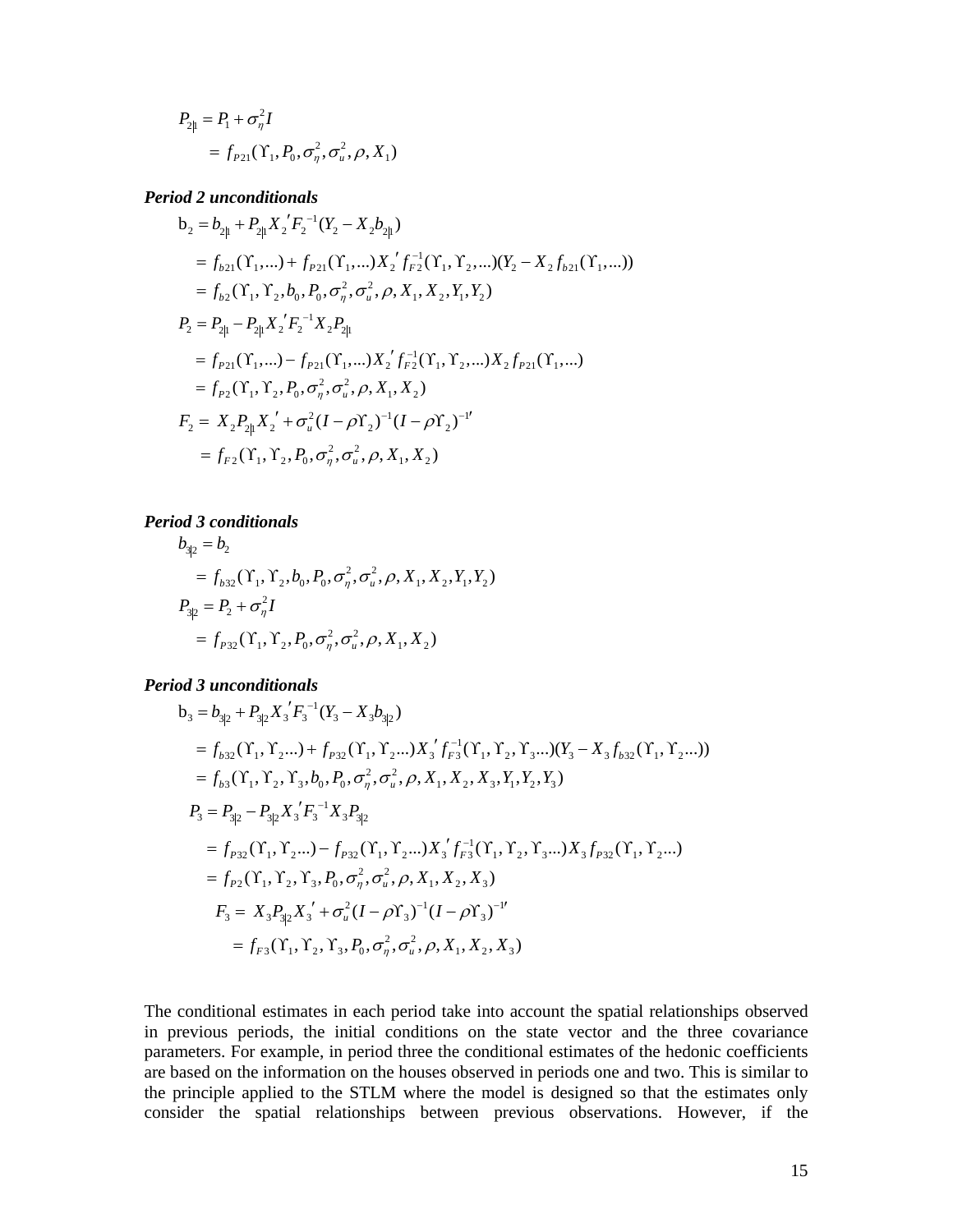$$P_{2|1} = P_1 + \sigma_\eta^2 I$$
$$= f_{P21}(\Upsilon_1, P_0, \sigma_\eta^2, \sigma_u^2, \rho, X_1)$$

***Period 2 unconditionals***

$$\text{b}_2 = b_{2|1} + P_{2|1} X_2{}' F_2^{-1}(Y_2 - X_2 b_{2|1})$$
$$= f_{b21}(\Upsilon_1, ...) + f_{P21}(\Upsilon_1, ...) X_2{}' f_{F2}^{-1}(\Upsilon_1, \Upsilon_2, ...)(Y_2 - X_2 f_{b21}(\Upsilon_1, ...))$$
$$= f_{b2}(\Upsilon_1, \Upsilon_2, b_0, P_0, \sigma_\eta^2, \sigma_u^2, \rho, X_1, X_2, Y_1, Y_2)$$

$$P_2 = P_{2|1} - P_{2|1} X_2{}' F_2^{-1} X_2 P_{2|1}$$
$$= f_{P21}(\Upsilon_1, ...) - f_{P21}(\Upsilon_1, ...) X_2{}' f_{F2}^{-1}(\Upsilon_1, \Upsilon_2, ...) X_2 f_{P21}(\Upsilon_1, ...)$$
$$= f_{P2}(\Upsilon_1, \Upsilon_2, P_0, \sigma_\eta^2, \sigma_u^2, \rho, X_1, X_2)$$

$$F_2 = X_2 P_{2|1} X_2{}' + \sigma_u^2 (I - \rho \Upsilon_2)^{-1} (I - \rho \Upsilon_2)^{-1\prime}$$
$$= f_{F2}(\Upsilon_1, \Upsilon_2, P_0, \sigma_\eta^2, \sigma_u^2, \rho, X_1, X_2)$$

***Period 3 conditionals***

$$b_{3|2} = b_2$$
$$= f_{b32}(\Upsilon_1, \Upsilon_2, b_0, P_0, \sigma_\eta^2, \sigma_u^2, \rho, X_1, X_2, Y_1, Y_2)$$

$$P_{3|2} = P_2 + \sigma_\eta^2 I$$
$$= f_{P32}(\Upsilon_1, \Upsilon_2, P_0, \sigma_\eta^2, \sigma_u^2, \rho, X_1, X_2)$$

***Period 3 unconditionals***

$$\text{b}_3 = b_{3|2} + P_{3|2} X_3{}' F_3^{-1}(Y_3 - X_3 b_{3|2})$$
$$= f_{b32}(\Upsilon_1, \Upsilon_2 ...) + f_{P32}(\Upsilon_1, \Upsilon_2 ...) X_3{}' f_{F3}^{-1}(\Upsilon_1, \Upsilon_2, \Upsilon_3 ...)(Y_3 - X_3 f_{b32}(\Upsilon_1, \Upsilon_2 ...))$$
$$= f_{b3}(\Upsilon_1, \Upsilon_2, \Upsilon_3, b_0, P_0, \sigma_\eta^2, \sigma_u^2, \rho, X_1, X_2, X_3, Y_1, Y_2, Y_3)$$

$$P_3 = P_{3|2} - P_{3|2} X_3{}' F_3^{-1} X_3 P_{3|2}$$
$$= f_{P32}(\Upsilon_1, \Upsilon_2 ...) - f_{P32}(\Upsilon_1, \Upsilon_2 ...) X_3{}' f_{F3}^{-1}(\Upsilon_1, \Upsilon_2, \Upsilon_3 ...) X_3 f_{P32}(\Upsilon_1, \Upsilon_2 ...)$$
$$= f_{P2}(\Upsilon_1, \Upsilon_2, \Upsilon_3, P_0, \sigma_\eta^2, \sigma_u^2, \rho, X_1, X_2, X_3)$$

$$F_3 = X_3 P_{3|2} X_3{}' + \sigma_u^2 (I - \rho \Upsilon_3)^{-1} (I - \rho \Upsilon_3)^{-1\prime}$$
$$= f_{F3}(\Upsilon_1, \Upsilon_2, \Upsilon_3, P_0, \sigma_\eta^2, \sigma_u^2, \rho, X_1, X_2, X_3)$$

The conditional estimates in each period take into account the spatial relationships observed in previous periods, the initial conditions on the state vector and the three covariance parameters. For example, in period three the conditional estimates of the hedonic coefficients are based on the information on the houses observed in periods one and two. This is similar to the principle applied to the STLM where the model is designed so that the estimates only consider the spatial relationships between previous observations. However, if the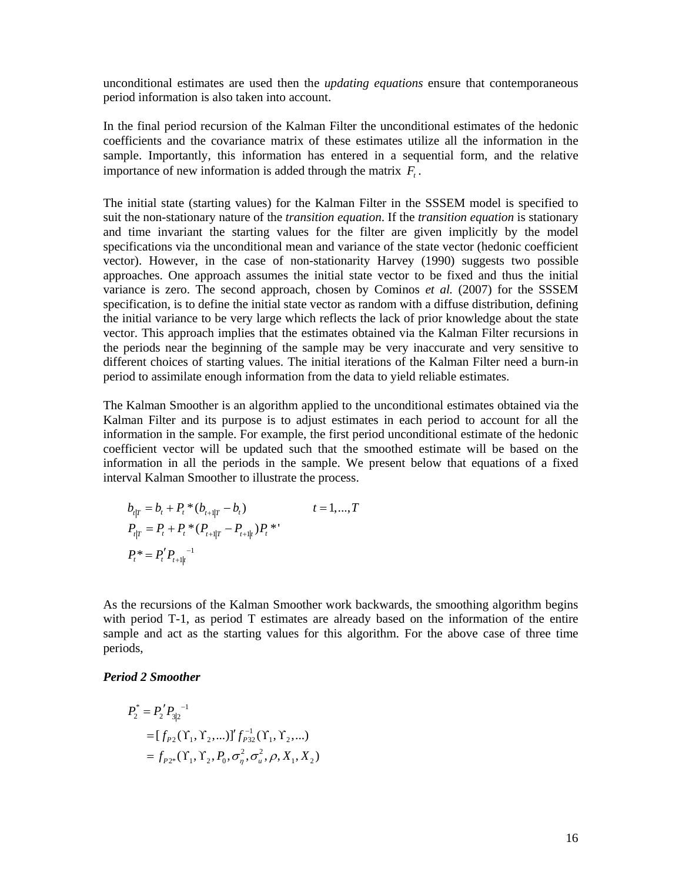unconditional estimates are used then the *updating equations* ensure that contemporaneous period information is also taken into account.

In the final period recursion of the Kalman Filter the unconditional estimates of the hedonic coefficients and the covariance matrix of these estimates utilize all the information in the sample. Importantly, this information has entered in a sequential form, and the relative importance of new information is added through the matrix $F_t$.

The initial state (starting values) for the Kalman Filter in the SSSEM model is specified to suit the non-stationary nature of the *transition equation*. If the *transition equation* is stationary and time invariant the starting values for the filter are given implicitly by the model specifications via the unconditional mean and variance of the state vector (hedonic coefficient vector). However, in the case of non-stationarity Harvey (1990) suggests two possible approaches. One approach assumes the initial state vector to be fixed and thus the initial variance is zero. The second approach, chosen by Cominos *et al.* (2007) for the SSSEM specification, is to define the initial state vector as random with a diffuse distribution, defining the initial variance to be very large which reflects the lack of prior knowledge about the state vector. This approach implies that the estimates obtained via the Kalman Filter recursions in the periods near the beginning of the sample may be very inaccurate and very sensitive to different choices of starting values. The initial iterations of the Kalman Filter need a burn-in period to assimilate enough information from the data to yield reliable estimates.

The Kalman Smoother is an algorithm applied to the unconditional estimates obtained via the Kalman Filter and its purpose is to adjust estimates in each period to account for all the information in the sample. For example, the first period unconditional estimate of the hedonic coefficient vector will be updated such that the smoothed estimate will be based on the information in all the periods in the sample. We present below that equations of a fixed interval Kalman Smoother to illustrate the process.

$$
\begin{aligned}
b_{t|T} &= b_t + P_t^*(b_{t+1|T} - b_t) \qquad\qquad t = 1,\ldots,T \\
P_{t|T} &= P_t + P_t^*(P_{t+1|T} - P_{t+1|t})P_t^{*\prime} \\
P_t^* &= P_t' P_{t+1|t}^{-1}
\end{aligned}
$$

As the recursions of the Kalman Smoother work backwards, the smoothing algorithm begins with period T-1, as period T estimates are already based on the information of the entire sample and act as the starting values for this algorithm. For the above case of three time periods,

***Period 2 Smoother***

$$
\begin{aligned}
P_2^* &= P_2' P_{3|2}^{-1} \\
&= [f_{P2}(\Upsilon_1, \Upsilon_2, \ldots)]' f_{P32}^{-1}(\Upsilon_1, \Upsilon_2, \ldots) \\
&= f_{P2^*}(\Upsilon_1, \Upsilon_2, P_0, \sigma_\eta^2, \sigma_u^2, \rho, X_1, X_2)
\end{aligned}
$$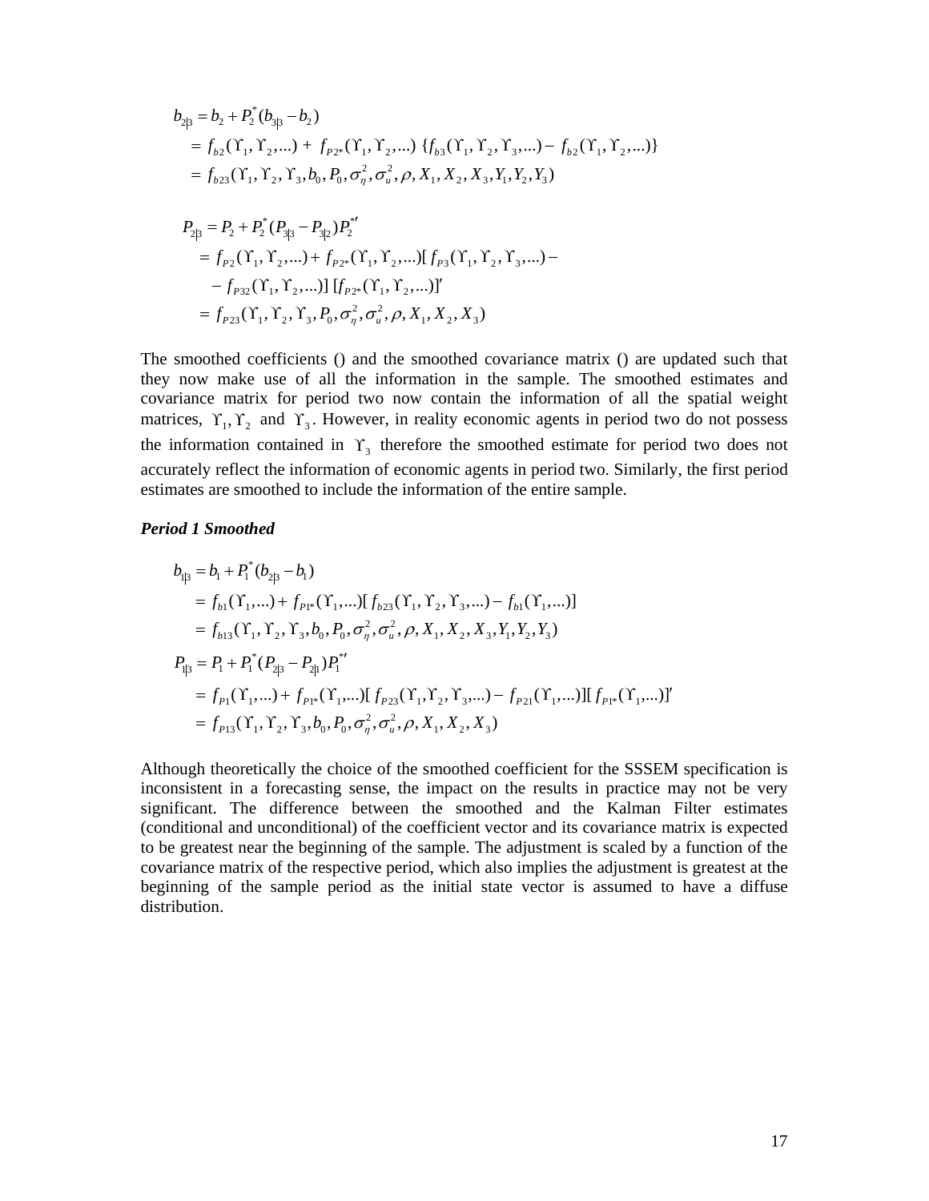$$
\begin{aligned}
b_{2|3} &= b_2 + P_2^*(b_{3|3} - b_2) \\
&= f_{b2}(\Upsilon_1, \Upsilon_2, \ldots) + f_{P2*}(\Upsilon_1, \Upsilon_2, \ldots)\ \{f_{b3}(\Upsilon_1, \Upsilon_2, \Upsilon_3, \ldots) - f_{b2}(\Upsilon_1, \Upsilon_2, \ldots)\} \\
&= f_{b23}(\Upsilon_1, \Upsilon_2, \Upsilon_3, b_0, P_0, \sigma_\eta^2, \sigma_u^2, \rho, X_1, X_2, X_3, Y_1, Y_2, Y_3)
\end{aligned}
$$

$$
\begin{aligned}
P_{2|3} &= P_2 + P_2^*(P_{3|3} - P_{3|2})P_2^{*\prime} \\
&= f_{P2}(\Upsilon_1, \Upsilon_2, \ldots) + f_{P2*}(\Upsilon_1, \Upsilon_2, \ldots)[f_{P3}(\Upsilon_1, \Upsilon_2, \Upsilon_3, \ldots) - \\
&\quad - f_{P32}(\Upsilon_1, \Upsilon_2, \ldots)]\ [f_{P2*}(\Upsilon_1, \Upsilon_2, \ldots)]' \\
&= f_{P23}(\Upsilon_1, \Upsilon_2, \Upsilon_3, P_0, \sigma_\eta^2, \sigma_u^2, \rho, X_1, X_2, X_3)
\end{aligned}
$$

The smoothed coefficients () and the smoothed covariance matrix () are updated such that they now make use of all the information in the sample. The smoothed estimates and covariance matrix for period two now contain the information of all the spatial weight matrices, $\Upsilon_1, \Upsilon_2$ and $\Upsilon_3$. However, in reality economic agents in period two do not possess the information contained in $\Upsilon_3$ therefore the smoothed estimate for period two does not accurately reflect the information of economic agents in period two. Similarly, the first period estimates are smoothed to include the information of the entire sample.

***Period 1 Smoothed***

$$
\begin{aligned}
b_{1|3} &= b_1 + P_1^*(b_{2|3} - b_1) \\
&= f_{b1}(\Upsilon_1, \ldots) + f_{P1*}(\Upsilon_1, \ldots)[f_{b23}(\Upsilon_1, \Upsilon_2, \Upsilon_3, \ldots) - f_{b1}(\Upsilon_1, \ldots)] \\
&= f_{b13}(\Upsilon_1, \Upsilon_2, \Upsilon_3, b_0, P_0, \sigma_\eta^2, \sigma_u^2, \rho, X_1, X_2, X_3, Y_1, Y_2, Y_3) \\
P_{1|3} &= P_1 + P_1^*(P_{2|3} - P_{2|1})P_1^{*\prime} \\
&= f_{P1}(\Upsilon_1, \ldots) + f_{P1*}(\Upsilon_1, \ldots)[f_{P23}(\Upsilon_1, \Upsilon_2, \Upsilon_3, \ldots) - f_{P21}(\Upsilon_1, \ldots)][f_{P1*}(\Upsilon_1, \ldots)]' \\
&= f_{P13}(\Upsilon_1, \Upsilon_2, \Upsilon_3, b_0, P_0, \sigma_\eta^2, \sigma_u^2, \rho, X_1, X_2, X_3)
\end{aligned}
$$

Although theoretically the choice of the smoothed coefficient for the SSSEM specification is inconsistent in a forecasting sense, the impact on the results in practice may not be very significant. The difference between the smoothed and the Kalman Filter estimates (conditional and unconditional) of the coefficient vector and its covariance matrix is expected to be greatest near the beginning of the sample. The adjustment is scaled by a function of the covariance matrix of the respective period, which also implies the adjustment is greatest at the beginning of the sample period as the initial state vector is assumed to have a diffuse distribution.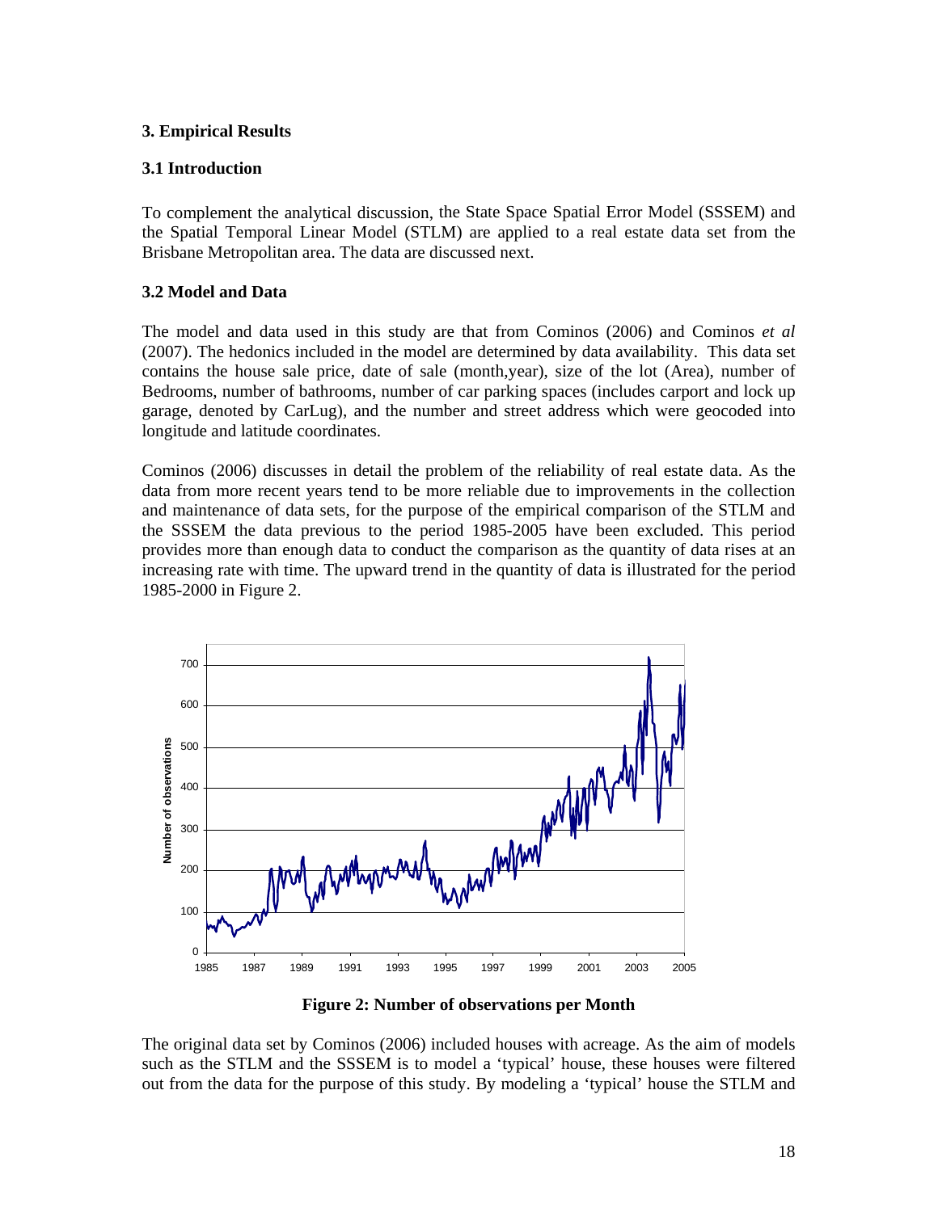### 3. Empirical Results

### 3.1 Introduction

To complement the analytical discussion, the State Space Spatial Error Model (SSSEM) and the Spatial Temporal Linear Model (STLM) are applied to a real estate data set from the Brisbane Metropolitan area. The data are discussed next.

### 3.2 Model and Data

The model and data used in this study are that from Cominos (2006) and Cominos *et al* (2007). The hedonics included in the model are determined by data availability. This data set contains the house sale price, date of sale (month,year), size of the lot (Area), number of Bedrooms, number of bathrooms, number of car parking spaces (includes carport and lock up garage, denoted by CarLug), and the number and street address which were geocoded into longitude and latitude coordinates.

Cominos (2006) discusses in detail the problem of the reliability of real estate data. As the data from more recent years tend to be more reliable due to improvements in the collection and maintenance of data sets, for the purpose of the empirical comparison of the STLM and the SSSEM the data previous to the period 1985-2005 have been excluded. This period provides more than enough data to conduct the comparison as the quantity of data rises at an increasing rate with time. The upward trend in the quantity of data is illustrated for the period 1985-2000 in Figure 2.

**Figure 2: Number of observations per Month**

The original data set by Cominos (2006) included houses with acreage. As the aim of models such as the STLM and the SSSEM is to model a 'typical' house, these houses were filtered out from the data for the purpose of this study. By modeling a 'typical' house the STLM and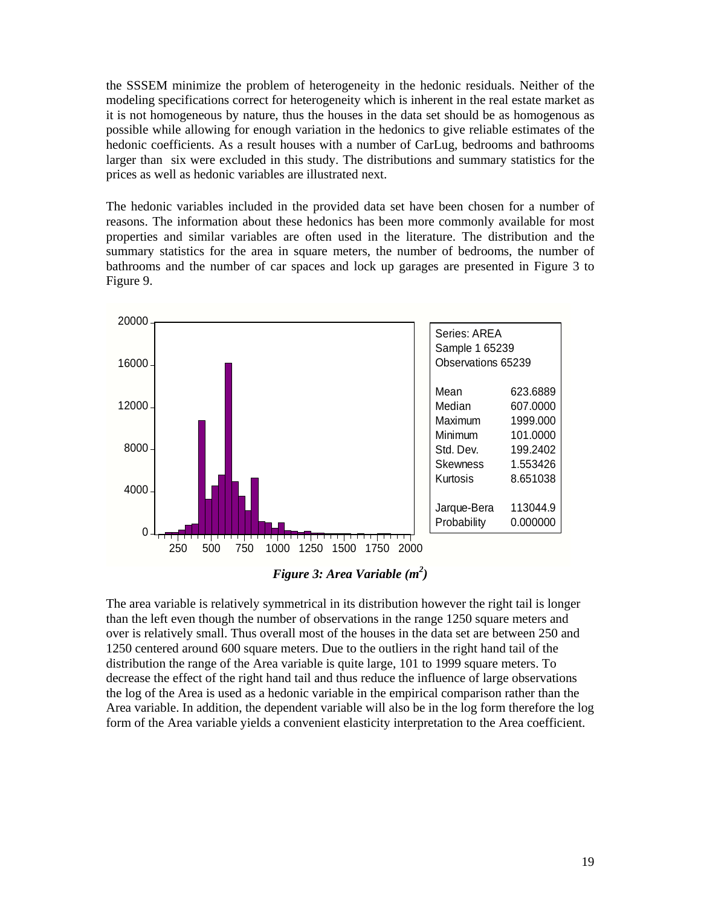the SSSEM minimize the problem of heterogeneity in the hedonic residuals. Neither of the modeling specifications correct for heterogeneity which is inherent in the real estate market as it is not homogeneous by nature, thus the houses in the data set should be as homogenous as possible while allowing for enough variation in the hedonics to give reliable estimates of the hedonic coefficients. As a result houses with a number of CarLug, bedrooms and bathrooms larger than six were excluded in this study. The distributions and summary statistics for the prices as well as hedonic variables are illustrated next.

The hedonic variables included in the provided data set have been chosen for a number of reasons. The information about these hedonics has been more commonly available for most properties and similar variables are often used in the literature. The distribution and the summary statistics for the area in square meters, the number of bedrooms, the number of bathrooms and the number of car spaces and lock up garages are presented in Figure 3 to Figure 9.

| Series: AREA | |
|---|---|
| Sample 1 65239 | |
| Observations 65239 | |
| Mean | 623.6889 |
| Median | 607.0000 |
| Maximum | 1999.000 |
| Minimum | 101.0000 |
| Std. Dev. | 199.2402 |
| Skewness | 1.553426 |
| Kurtosis | 8.651038 |
| Jarque-Bera | 113044.9 |
| Probability | 0.000000 |

***Figure 3: Area Variable ($m^2$)***

The area variable is relatively symmetrical in its distribution however the right tail is longer than the left even though the number of observations in the range 1250 square meters and over is relatively small. Thus overall most of the houses in the data set are between 250 and 1250 centered around 600 square meters. Due to the outliers in the right hand tail of the distribution the range of the Area variable is quite large, 101 to 1999 square meters. To decrease the effect of the right hand tail and thus reduce the influence of large observations the log of the Area is used as a hedonic variable in the empirical comparison rather than the Area variable. In addition, the dependent variable will also be in the log form therefore the log form of the Area variable yields a convenient elasticity interpretation to the Area coefficient.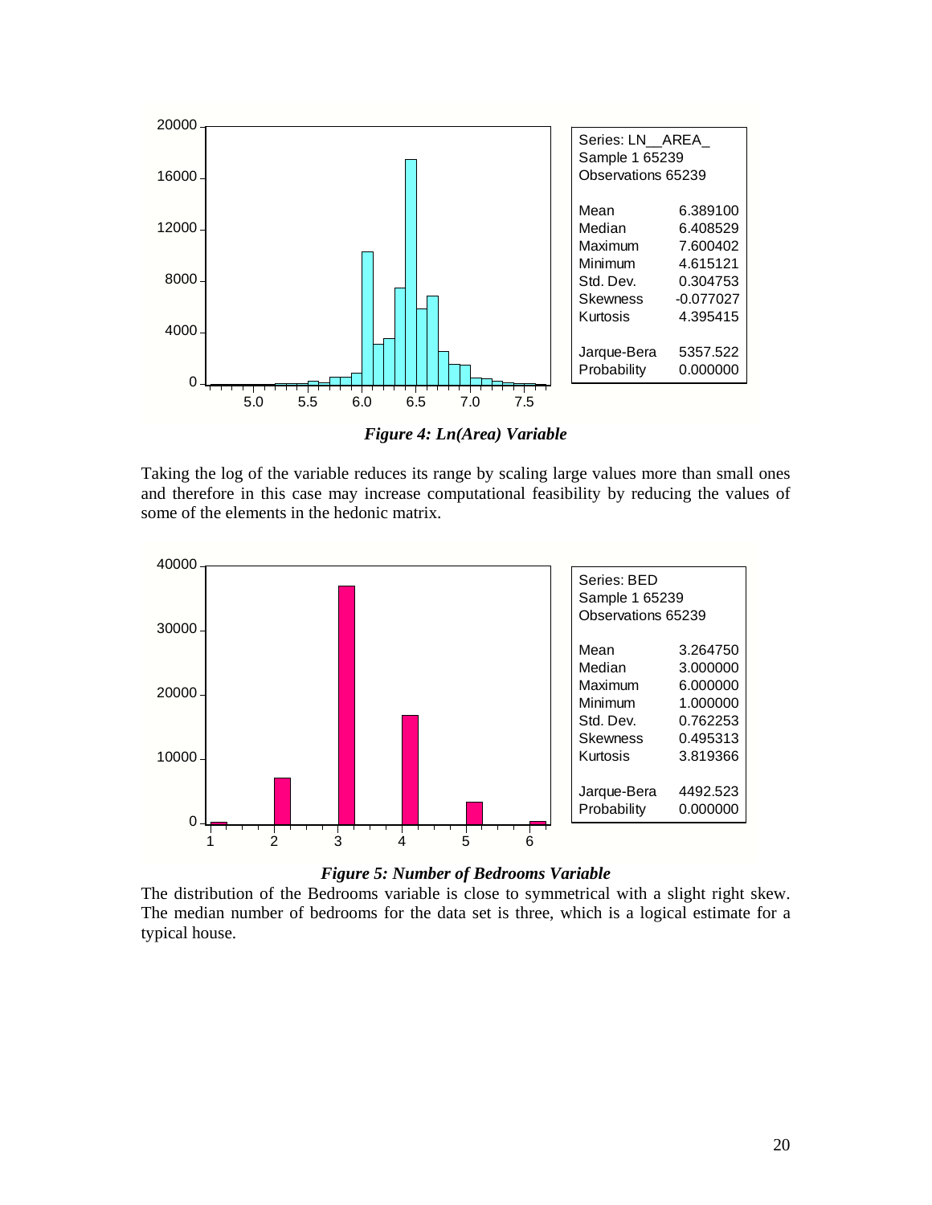| Series: LN__AREA_ | |
|---|---|
| Sample 1 65239 | |
| Observations 65239 | |
| Mean | 6.389100 |
| Median | 6.408529 |
| Maximum | 7.600402 |
| Minimum | 4.615121 |
| Std. Dev. | 0.304753 |
| Skewness | -0.077027 |
| Kurtosis | 4.395415 |
| Jarque-Bera | 5357.522 |
| Probability | 0.000000 |

***Figure 4: Ln(Area) Variable***

Taking the log of the variable reduces its range by scaling large values more than small ones and therefore in this case may increase computational feasibility by reducing the values of some of the elements in the hedonic matrix.

| Series: BED | |
|---|---|
| Sample 1 65239 | |
| Observations 65239 | |
| Mean | 3.264750 |
| Median | 3.000000 |
| Maximum | 6.000000 |
| Minimum | 1.000000 |
| Std. Dev. | 0.762253 |
| Skewness | 0.495313 |
| Kurtosis | 3.819366 |
| Jarque-Bera | 4492.523 |
| Probability | 0.000000 |

***Figure 5: Number of Bedrooms Variable***

The distribution of the Bedrooms variable is close to symmetrical with a slight right skew. The median number of bedrooms for the data set is three, which is a logical estimate for a typical house.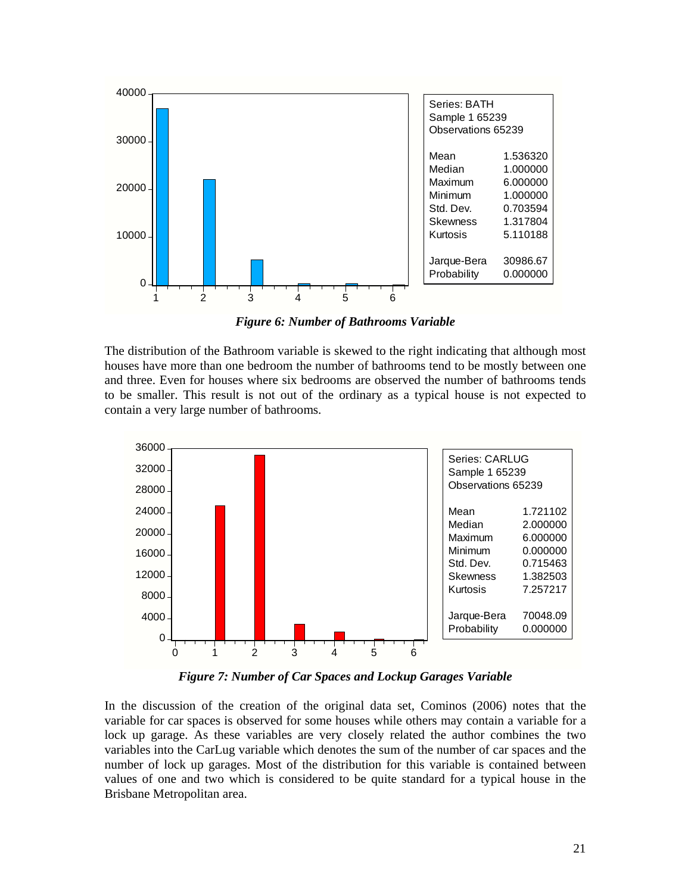| Series: BATH | |
|---|---|
| Sample 1 65239 | |
| Observations 65239 | |
| Mean | 1.536320 |
| Median | 1.000000 |
| Maximum | 6.000000 |
| Minimum | 1.000000 |
| Std. Dev. | 0.703594 |
| Skewness | 1.317804 |
| Kurtosis | 5.110188 |
| Jarque-Bera | 30986.67 |
| Probability | 0.000000 |

***Figure 6: Number of Bathrooms Variable***

The distribution of the Bathroom variable is skewed to the right indicating that although most houses have more than one bedroom the number of bathrooms tend to be mostly between one and three. Even for houses where six bedrooms are observed the number of bathrooms tends to be smaller. This result is not out of the ordinary as a typical house is not expected to contain a very large number of bathrooms.

| Series: CARLUG | |
|---|---|
| Sample 1 65239 | |
| Observations 65239 | |
| Mean | 1.721102 |
| Median | 2.000000 |
| Maximum | 6.000000 |
| Minimum | 0.000000 |
| Std. Dev. | 0.715463 |
| Skewness | 1.382503 |
| Kurtosis | 7.257217 |
| Jarque-Bera | 70048.09 |
| Probability | 0.000000 |

***Figure 7: Number of Car Spaces and Lockup Garages Variable***

In the discussion of the creation of the original data set, Cominos (2006) notes that the variable for car spaces is observed for some houses while others may contain a variable for a lock up garage. As these variables are very closely related the author combines the two variables into the CarLug variable which denotes the sum of the number of car spaces and the number of lock up garages. Most of the distribution for this variable is contained between values of one and two which is considered to be quite standard for a typical house in the Brisbane Metropolitan area.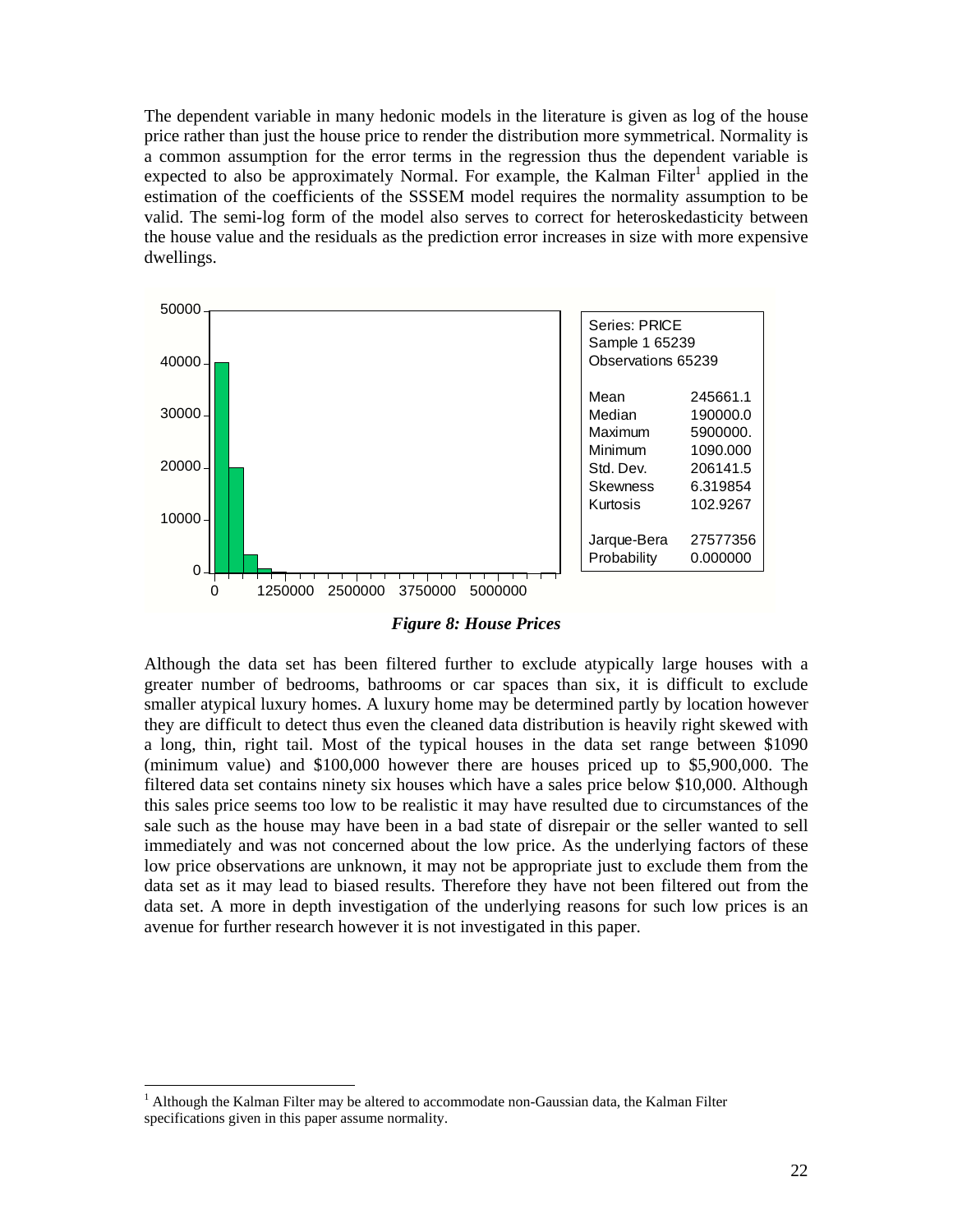The dependent variable in many hedonic models in the literature is given as log of the house price rather than just the house price to render the distribution more symmetrical. Normality is a common assumption for the error terms in the regression thus the dependent variable is expected to also be approximately Normal. For example, the Kalman Filter[1] applied in the estimation of the coefficients of the SSSEM model requires the normality assumption to be valid. The semi-log form of the model also serves to correct for heteroskedasticity between the house value and the residuals as the prediction error increases in size with more expensive dwellings.

| Series: PRICE | |
|---|---|
| Sample 1 65239 | |
| Observations 65239 | |
| Mean | 245661.1 |
| Median | 190000.0 |
| Maximum | 5900000. |
| Minimum | 1090.000 |
| Std. Dev. | 206141.5 |
| Skewness | 6.319854 |
| Kurtosis | 102.9267 |
| Jarque-Bera | 27577356 |
| Probability | 0.000000 |

***Figure 8: House Prices***

Although the data set has been filtered further to exclude atypically large houses with a greater number of bedrooms, bathrooms or car spaces than six, it is difficult to exclude smaller atypical luxury homes. A luxury home may be determined partly by location however they are difficult to detect thus even the cleaned data distribution is heavily right skewed with a long, thin, right tail. Most of the typical houses in the data set range between $1090 (minimum value) and $100,000 however there are houses priced up to $5,900,000. The filtered data set contains ninety six houses which have a sales price below $10,000. Although this sales price seems too low to be realistic it may have resulted due to circumstances of the sale such as the house may have been in a bad state of disrepair or the seller wanted to sell immediately and was not concerned about the low price. As the underlying factors of these low price observations are unknown, it may not be appropriate just to exclude them from the data set as it may lead to biased results. Therefore they have not been filtered out from the data set. A more in depth investigation of the underlying reasons for such low prices is an avenue for further research however it is not investigated in this paper.

[1] Although the Kalman Filter may be altered to accommodate non-Gaussian data, the Kalman Filter specifications given in this paper assume normality.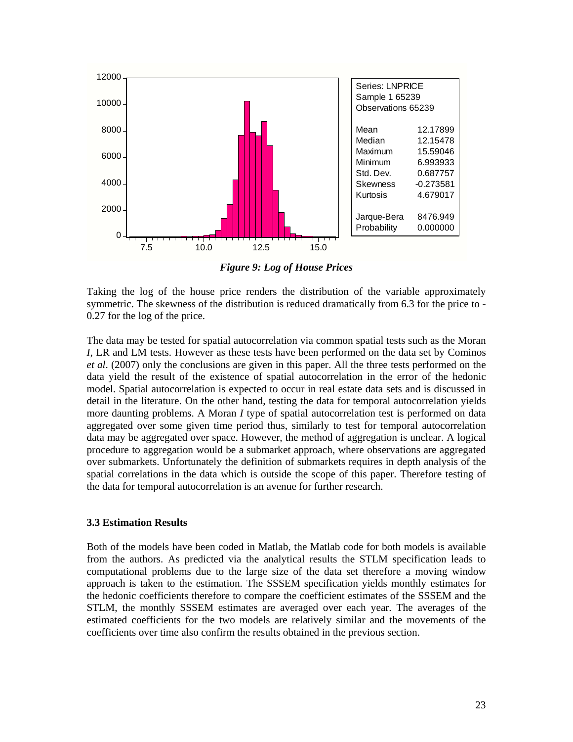| Series: LNPRICE | |
|---|---|
| Sample 1 65239 | |
| Observations 65239 | |
| Mean | 12.17899 |
| Median | 12.15478 |
| Maximum | 15.59046 |
| Minimum | 6.993933 |
| Std. Dev. | 0.687757 |
| Skewness | -0.273581 |
| Kurtosis | 4.679017 |
| Jarque-Bera | 8476.949 |
| Probability | 0.000000 |

***Figure 9: Log of House Prices***

Taking the log of the house price renders the distribution of the variable approximately symmetric. The skewness of the distribution is reduced dramatically from 6.3 for the price to -0.27 for the log of the price.

The data may be tested for spatial autocorrelation via common spatial tests such as the Moran *I*, LR and LM tests. However as these tests have been performed on the data set by Cominos *et al*. (2007) only the conclusions are given in this paper. All the three tests performed on the data yield the result of the existence of spatial autocorrelation in the error of the hedonic model. Spatial autocorrelation is expected to occur in real estate data sets and is discussed in detail in the literature. On the other hand, testing the data for temporal autocorrelation yields more daunting problems. A Moran *I* type of spatial autocorrelation test is performed on data aggregated over some given time period thus, similarly to test for temporal autocorrelation data may be aggregated over space. However, the method of aggregation is unclear. A logical procedure to aggregation would be a submarket approach, where observations are aggregated over submarkets. Unfortunately the definition of submarkets requires in depth analysis of the spatial correlations in the data which is outside the scope of this paper. Therefore testing of the data for temporal autocorrelation is an avenue for further research.

### 3.3 Estimation Results

Both of the models have been coded in Matlab, the Matlab code for both models is available from the authors. As predicted via the analytical results the STLM specification leads to computational problems due to the large size of the data set therefore a moving window approach is taken to the estimation. The SSSEM specification yields monthly estimates for the hedonic coefficients therefore to compare the coefficient estimates of the SSSEM and the STLM, the monthly SSSEM estimates are averaged over each year. The averages of the estimated coefficients for the two models are relatively similar and the movements of the coefficients over time also confirm the results obtained in the previous section.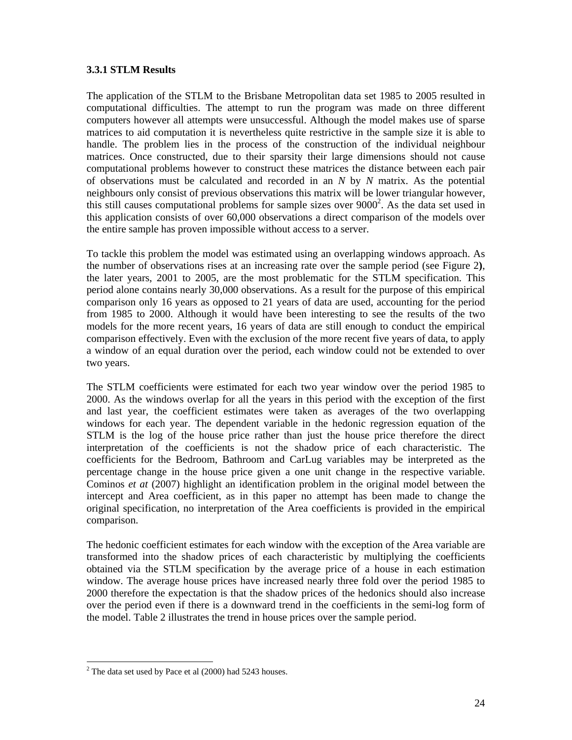### 3.3.1 STLM Results

The application of the STLM to the Brisbane Metropolitan data set 1985 to 2005 resulted in computational difficulties. The attempt to run the program was made on three different computers however all attempts were unsuccessful. Although the model makes use of sparse matrices to aid computation it is nevertheless quite restrictive in the sample size it is able to handle. The problem lies in the process of the construction of the individual neighbour matrices. Once constructed, due to their sparsity their large dimensions should not cause computational problems however to construct these matrices the distance between each pair of observations must be calculated and recorded in an *N* by *N* matrix. As the potential neighbours only consist of previous observations this matrix will be lower triangular however, this still causes computational problems for sample sizes over 9000[2]. As the data set used in this application consists of over 60,000 observations a direct comparison of the models over the entire sample has proven impossible without access to a server.

To tackle this problem the model was estimated using an overlapping windows approach. As the number of observations rises at an increasing rate over the sample period (see Figure 2**)**, the later years, 2001 to 2005, are the most problematic for the STLM specification. This period alone contains nearly 30,000 observations. As a result for the purpose of this empirical comparison only 16 years as opposed to 21 years of data are used, accounting for the period from 1985 to 2000. Although it would have been interesting to see the results of the two models for the more recent years, 16 years of data are still enough to conduct the empirical comparison effectively. Even with the exclusion of the more recent five years of data, to apply a window of an equal duration over the period, each window could not be extended to over two years.

The STLM coefficients were estimated for each two year window over the period 1985 to 2000. As the windows overlap for all the years in this period with the exception of the first and last year, the coefficient estimates were taken as averages of the two overlapping windows for each year. The dependent variable in the hedonic regression equation of the STLM is the log of the house price rather than just the house price therefore the direct interpretation of the coefficients is not the shadow price of each characteristic. The coefficients for the Bedroom, Bathroom and CarLug variables may be interpreted as the percentage change in the house price given a one unit change in the respective variable. Cominos *et at* (2007) highlight an identification problem in the original model between the intercept and Area coefficient, as in this paper no attempt has been made to change the original specification, no interpretation of the Area coefficients is provided in the empirical comparison.

The hedonic coefficient estimates for each window with the exception of the Area variable are transformed into the shadow prices of each characteristic by multiplying the coefficients obtained via the STLM specification by the average price of a house in each estimation window. The average house prices have increased nearly three fold over the period 1985 to 2000 therefore the expectation is that the shadow prices of the hedonics should also increase over the period even if there is a downward trend in the coefficients in the semi-log form of the model. Table 2 illustrates the trend in house prices over the sample period.

---

[2] The data set used by Pace et al (2000) had 5243 houses.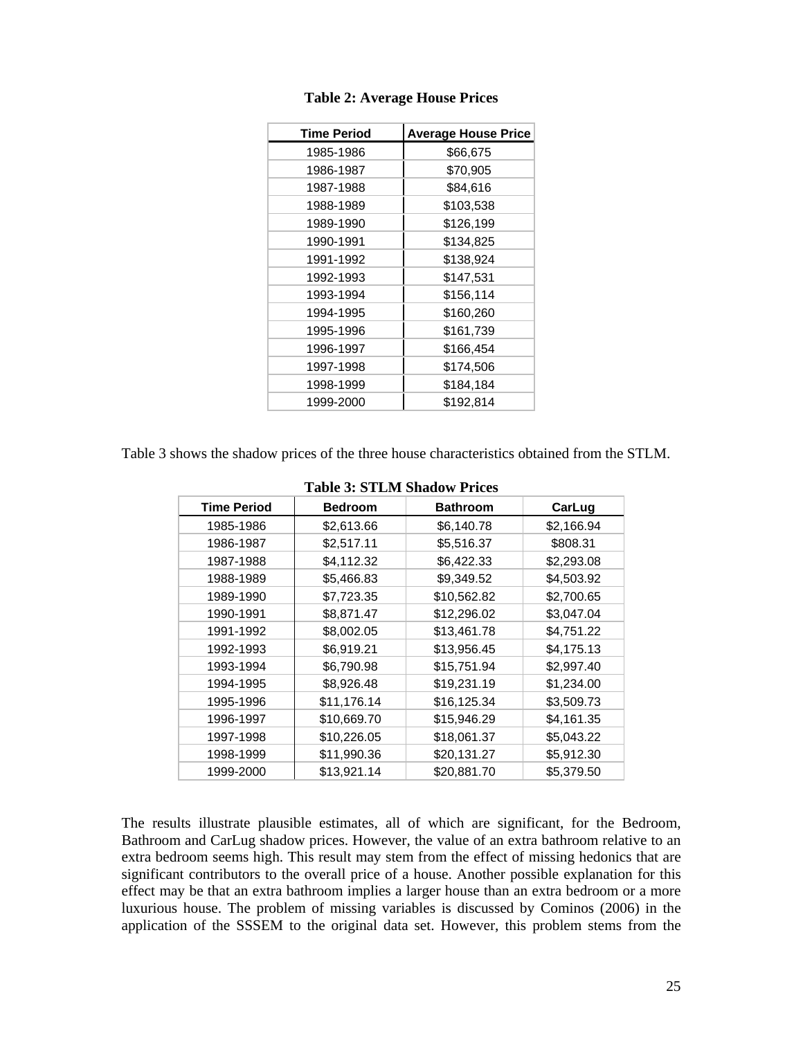**Table 2: Average House Prices**

| Time Period | Average House Price |
|---|---|
| 1985-1986 | $66,675 |
| 1986-1987 | $70,905 |
| 1987-1988 | $84,616 |
| 1988-1989 | $103,538 |
| 1989-1990 | $126,199 |
| 1990-1991 | $134,825 |
| 1991-1992 | $138,924 |
| 1992-1993 | $147,531 |
| 1993-1994 | $156,114 |
| 1994-1995 | $160,260 |
| 1995-1996 | $161,739 |
| 1996-1997 | $166,454 |
| 1997-1998 | $174,506 |
| 1998-1999 | $184,184 |
| 1999-2000 | $192,814 |

Table 3 shows the shadow prices of the three house characteristics obtained from the STLM.

**Table 3: STLM Shadow Prices**

| Time Period | Bedroom | Bathroom | CarLug |
|---|---|---|---|
| 1985-1986 | $2,613.66 | $6,140.78 | $2,166.94 |
| 1986-1987 | $2,517.11 | $5,516.37 | $808.31 |
| 1987-1988 | $4,112.32 | $6,422.33 | $2,293.08 |
| 1988-1989 | $5,466.83 | $9,349.52 | $4,503.92 |
| 1989-1990 | $7,723.35 | $10,562.82 | $2,700.65 |
| 1990-1991 | $8,871.47 | $12,296.02 | $3,047.04 |
| 1991-1992 | $8,002.05 | $13,461.78 | $4,751.22 |
| 1992-1993 | $6,919.21 | $13,956.45 | $4,175.13 |
| 1993-1994 | $6,790.98 | $15,751.94 | $2,997.40 |
| 1994-1995 | $8,926.48 | $19,231.19 | $1,234.00 |
| 1995-1996 | $11,176.14 | $16,125.34 | $3,509.73 |
| 1996-1997 | $10,669.70 | $15,946.29 | $4,161.35 |
| 1997-1998 | $10,226.05 | $18,061.37 | $5,043.22 |
| 1998-1999 | $11,990.36 | $20,131.27 | $5,912.30 |
| 1999-2000 | $13,921.14 | $20,881.70 | $5,379.50 |

The results illustrate plausible estimates, all of which are significant, for the Bedroom, Bathroom and CarLug shadow prices. However, the value of an extra bathroom relative to an extra bedroom seems high. This result may stem from the effect of missing hedonics that are significant contributors to the overall price of a house. Another possible explanation for this effect may be that an extra bathroom implies a larger house than an extra bedroom or a more luxurious house. The problem of missing variables is discussed by Cominos (2006) in the application of the SSSEM to the original data set. However, this problem stems from the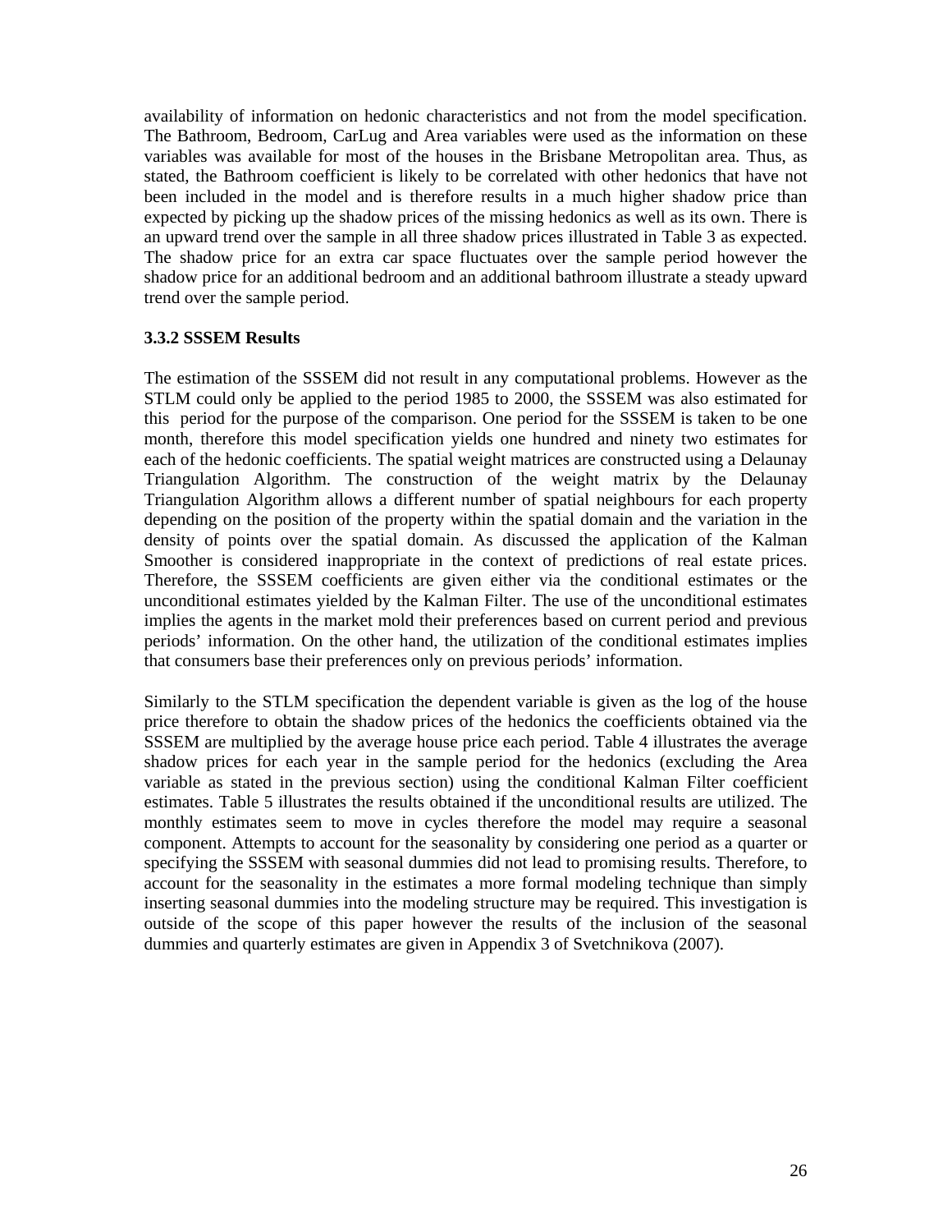availability of information on hedonic characteristics and not from the model specification. The Bathroom, Bedroom, CarLug and Area variables were used as the information on these variables was available for most of the houses in the Brisbane Metropolitan area. Thus, as stated, the Bathroom coefficient is likely to be correlated with other hedonics that have not been included in the model and is therefore results in a much higher shadow price than expected by picking up the shadow prices of the missing hedonics as well as its own. There is an upward trend over the sample in all three shadow prices illustrated in Table 3 as expected. The shadow price for an extra car space fluctuates over the sample period however the shadow price for an additional bedroom and an additional bathroom illustrate a steady upward trend over the sample period.

### 3.3.2 SSSEM Results

The estimation of the SSSEM did not result in any computational problems. However as the STLM could only be applied to the period 1985 to 2000, the SSSEM was also estimated for this period for the purpose of the comparison. One period for the SSSEM is taken to be one month, therefore this model specification yields one hundred and ninety two estimates for each of the hedonic coefficients. The spatial weight matrices are constructed using a Delaunay Triangulation Algorithm. The construction of the weight matrix by the Delaunay Triangulation Algorithm allows a different number of spatial neighbours for each property depending on the position of the property within the spatial domain and the variation in the density of points over the spatial domain. As discussed the application of the Kalman Smoother is considered inappropriate in the context of predictions of real estate prices. Therefore, the SSSEM coefficients are given either via the conditional estimates or the unconditional estimates yielded by the Kalman Filter. The use of the unconditional estimates implies the agents in the market mold their preferences based on current period and previous periods' information. On the other hand, the utilization of the conditional estimates implies that consumers base their preferences only on previous periods' information.

Similarly to the STLM specification the dependent variable is given as the log of the house price therefore to obtain the shadow prices of the hedonics the coefficients obtained via the SSSEM are multiplied by the average house price each period. Table 4 illustrates the average shadow prices for each year in the sample period for the hedonics (excluding the Area variable as stated in the previous section) using the conditional Kalman Filter coefficient estimates. Table 5 illustrates the results obtained if the unconditional results are utilized. The monthly estimates seem to move in cycles therefore the model may require a seasonal component. Attempts to account for the seasonality by considering one period as a quarter or specifying the SSSEM with seasonal dummies did not lead to promising results. Therefore, to account for the seasonality in the estimates a more formal modeling technique than simply inserting seasonal dummies into the modeling structure may be required. This investigation is outside of the scope of this paper however the results of the inclusion of the seasonal dummies and quarterly estimates are given in Appendix 3 of Svetchnikova (2007).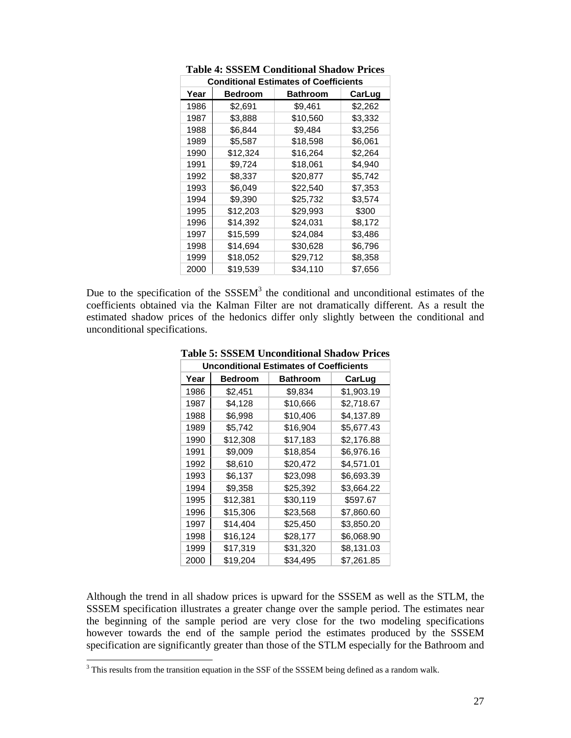**Table 4: SSSEM Conditional Shadow Prices**

| Conditional Estimates of Coefficients | | | |
|---|---|---|---|
| **Year** | **Bedroom** | **Bathroom** | **CarLug** |
| 1986 | $2,691 | $9,461 | $2,262 |
| 1987 | $3,888 | $10,560 | $3,332 |
| 1988 | $6,844 | $9,484 | $3,256 |
| 1989 | $5,587 | $18,598 | $6,061 |
| 1990 | $12,324 | $16,264 | $2,264 |
| 1991 | $9,724 | $18,061 | $4,940 |
| 1992 | $8,337 | $20,877 | $5,742 |
| 1993 | $6,049 | $22,540 | $7,353 |
| 1994 | $9,390 | $25,732 | $3,574 |
| 1995 | $12,203 | $29,993 | $300 |
| 1996 | $14,392 | $24,031 | $8,172 |
| 1997 | $15,599 | $24,084 | $3,486 |
| 1998 | $14,694 | $30,628 | $6,796 |
| 1999 | $18,052 | $29,712 | $8,358 |
| 2000 | $19,539 | $34,110 | $7,656 |

Due to the specification of the SSSEM[3] the conditional and unconditional estimates of the coefficients obtained via the Kalman Filter are not dramatically different. As a result the estimated shadow prices of the hedonics differ only slightly between the conditional and unconditional specifications.

**Table 5: SSSEM Unconditional Shadow Prices**

| Unconditional Estimates of Coefficients | | | |
|---|---|---|---|
| **Year** | **Bedroom** | **Bathroom** | **CarLug** |
| 1986 | $2,451 | $9,834 | $1,903.19 |
| 1987 | $4,128 | $10,666 | $2,718.67 |
| 1988 | $6,998 | $10,406 | $4,137.89 |
| 1989 | $5,742 | $16,904 | $5,677.43 |
| 1990 | $12,308 | $17,183 | $2,176.88 |
| 1991 | $9,009 | $18,854 | $6,976.16 |
| 1992 | $8,610 | $20,472 | $4,571.01 |
| 1993 | $6,137 | $23,098 | $6,693.39 |
| 1994 | $9,358 | $25,392 | $3,664.22 |
| 1995 | $12,381 | $30,119 | $597.67 |
| 1996 | $15,306 | $23,568 | $7,860.60 |
| 1997 | $14,404 | $25,450 | $3,850.20 |
| 1998 | $16,124 | $28,177 | $6,068.90 |
| 1999 | $17,319 | $31,320 | $8,131.03 |
| 2000 | $19,204 | $34,495 | $7,261.85 |

Although the trend in all shadow prices is upward for the SSSEM as well as the STLM, the SSSEM specification illustrates a greater change over the sample period. The estimates near the beginning of the sample period are very close for the two modeling specifications however towards the end of the sample period the estimates produced by the SSSEM specification are significantly greater than those of the STLM especially for the Bathroom and

[3] This results from the transition equation in the SSF of the SSSEM being defined as a random walk.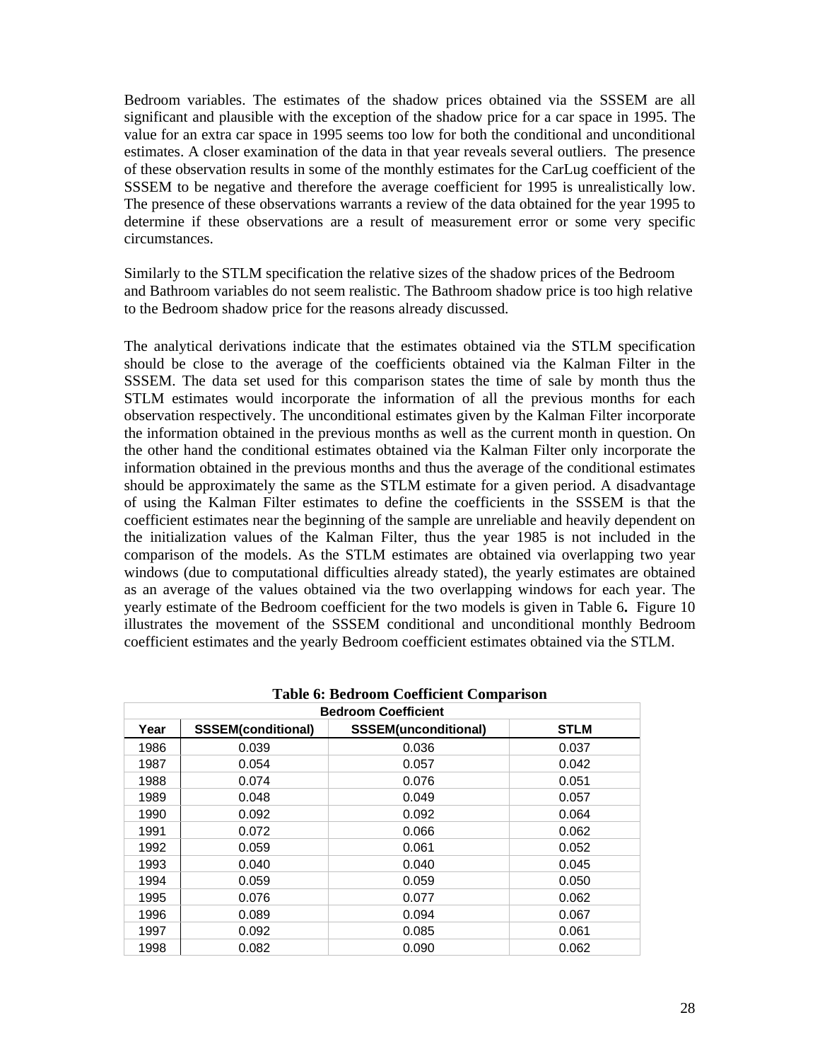Bedroom variables. The estimates of the shadow prices obtained via the SSSEM are all significant and plausible with the exception of the shadow price for a car space in 1995. The value for an extra car space in 1995 seems too low for both the conditional and unconditional estimates. A closer examination of the data in that year reveals several outliers. The presence of these observation results in some of the monthly estimates for the CarLug coefficient of the SSSEM to be negative and therefore the average coefficient for 1995 is unrealistically low. The presence of these observations warrants a review of the data obtained for the year 1995 to determine if these observations are a result of measurement error or some very specific circumstances.

Similarly to the STLM specification the relative sizes of the shadow prices of the Bedroom and Bathroom variables do not seem realistic. The Bathroom shadow price is too high relative to the Bedroom shadow price for the reasons already discussed.

The analytical derivations indicate that the estimates obtained via the STLM specification should be close to the average of the coefficients obtained via the Kalman Filter in the SSSEM. The data set used for this comparison states the time of sale by month thus the STLM estimates would incorporate the information of all the previous months for each observation respectively. The unconditional estimates given by the Kalman Filter incorporate the information obtained in the previous months as well as the current month in question. On the other hand the conditional estimates obtained via the Kalman Filter only incorporate the information obtained in the previous months and thus the average of the conditional estimates should be approximately the same as the STLM estimate for a given period. A disadvantage of using the Kalman Filter estimates to define the coefficients in the SSSEM is that the coefficient estimates near the beginning of the sample are unreliable and heavily dependent on the initialization values of the Kalman Filter, thus the year 1985 is not included in the comparison of the models. As the STLM estimates are obtained via overlapping two year windows (due to computational difficulties already stated), the yearly estimates are obtained as an average of the values obtained via the two overlapping windows for each year. The yearly estimate of the Bedroom coefficient for the two models is given in Table 6**.** Figure 10 illustrates the movement of the SSSEM conditional and unconditional monthly Bedroom coefficient estimates and the yearly Bedroom coefficient estimates obtained via the STLM.

**Table 6: Bedroom Coefficient Comparison**

| Bedroom Coefficient | | | |
|---|---|---|---|
| **Year** | **SSSEM(conditional)** | **SSSEM(unconditional)** | **STLM** |
| 1986 | 0.039 | 0.036 | 0.037 |
| 1987 | 0.054 | 0.057 | 0.042 |
| 1988 | 0.074 | 0.076 | 0.051 |
| 1989 | 0.048 | 0.049 | 0.057 |
| 1990 | 0.092 | 0.092 | 0.064 |
| 1991 | 0.072 | 0.066 | 0.062 |
| 1992 | 0.059 | 0.061 | 0.052 |
| 1993 | 0.040 | 0.040 | 0.045 |
| 1994 | 0.059 | 0.059 | 0.050 |
| 1995 | 0.076 | 0.077 | 0.062 |
| 1996 | 0.089 | 0.094 | 0.067 |
| 1997 | 0.092 | 0.085 | 0.061 |
| 1998 | 0.082 | 0.090 | 0.062 |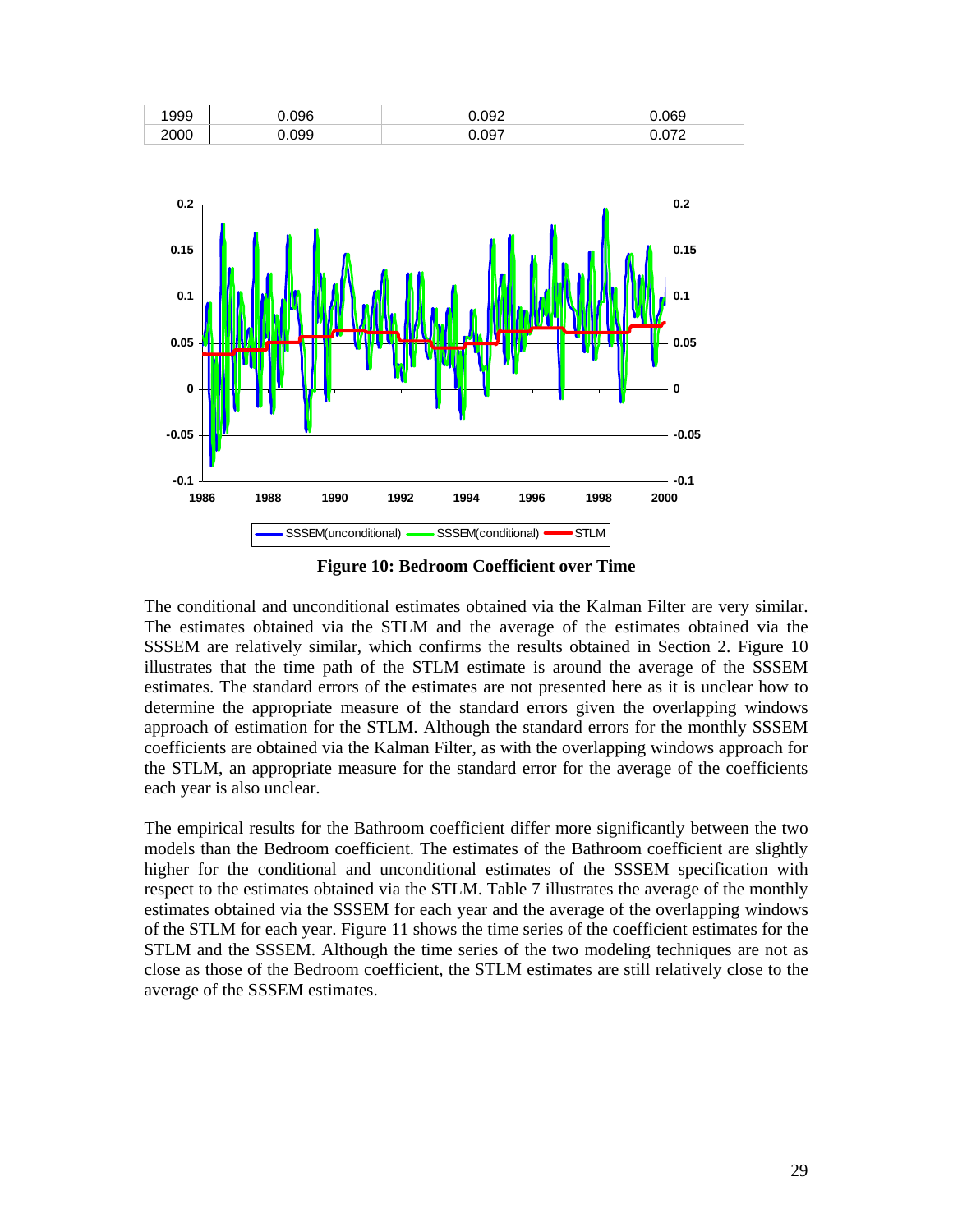| 1999 | 0.096 | 0.092 | 0.069 |
|---|---|---|---|
| 2000 | 0.099 | 0.097 | 0.072 |

**Figure 10: Bedroom Coefficient over Time**

The conditional and unconditional estimates obtained via the Kalman Filter are very similar. The estimates obtained via the STLM and the average of the estimates obtained via the SSSEM are relatively similar, which confirms the results obtained in Section 2. Figure 10 illustrates that the time path of the STLM estimate is around the average of the SSSEM estimates. The standard errors of the estimates are not presented here as it is unclear how to determine the appropriate measure of the standard errors given the overlapping windows approach of estimation for the STLM. Although the standard errors for the monthly SSSEM coefficients are obtained via the Kalman Filter, as with the overlapping windows approach for the STLM, an appropriate measure for the standard error for the average of the coefficients each year is also unclear.

The empirical results for the Bathroom coefficient differ more significantly between the two models than the Bedroom coefficient. The estimates of the Bathroom coefficient are slightly higher for the conditional and unconditional estimates of the SSSEM specification with respect to the estimates obtained via the STLM. Table 7 illustrates the average of the monthly estimates obtained via the SSSEM for each year and the average of the overlapping windows of the STLM for each year. Figure 11 shows the time series of the coefficient estimates for the STLM and the SSSEM. Although the time series of the two modeling techniques are not as close as those of the Bedroom coefficient, the STLM estimates are still relatively close to the average of the SSSEM estimates.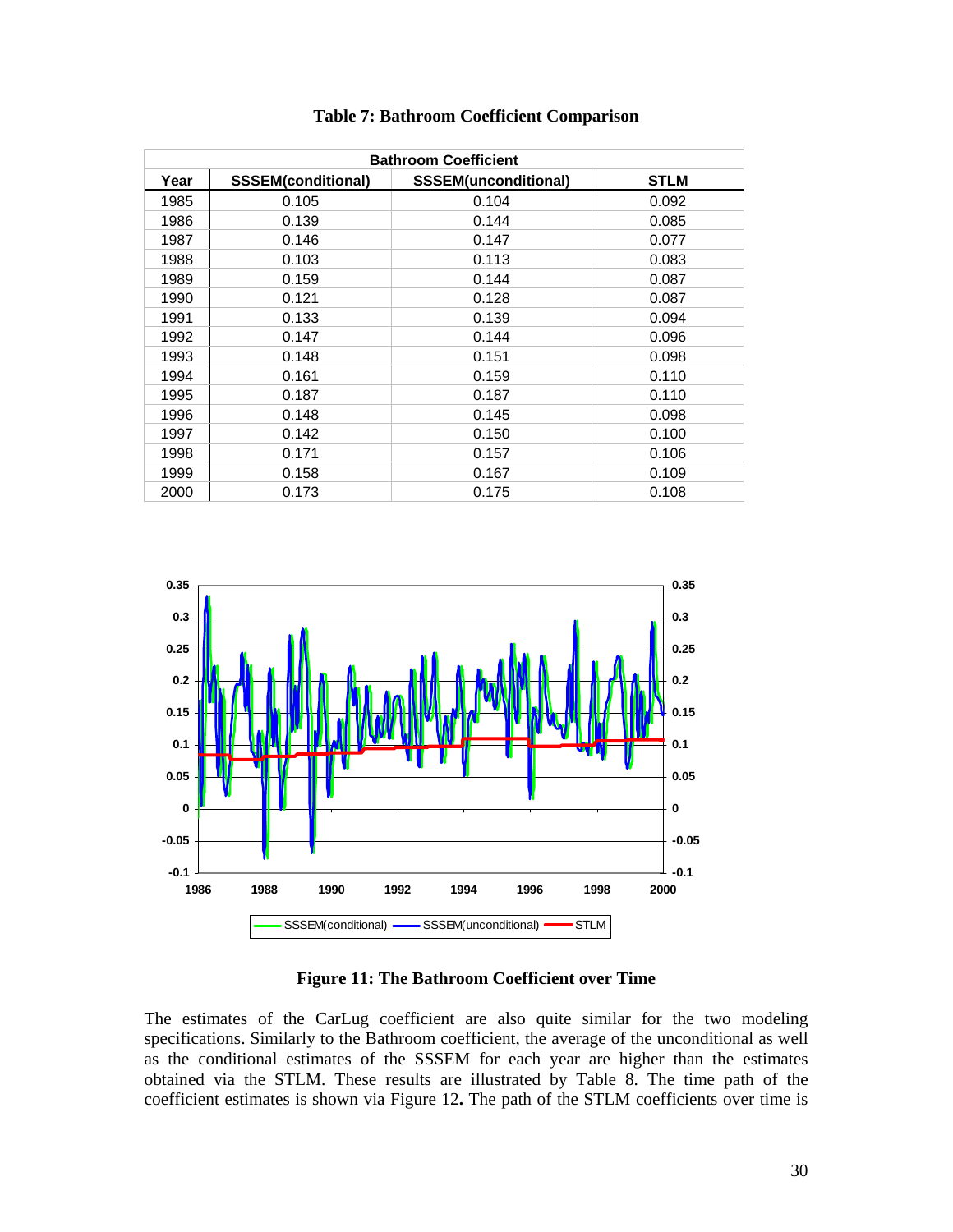**Table 7: Bathroom Coefficient Comparison**

| Bathroom Coefficient | | | |
|---|---|---|---|
| Year | SSSEM(conditional) | SSSEM(unconditional) | STLM |
| 1985 | 0.105 | 0.104 | 0.092 |
| 1986 | 0.139 | 0.144 | 0.085 |
| 1987 | 0.146 | 0.147 | 0.077 |
| 1988 | 0.103 | 0.113 | 0.083 |
| 1989 | 0.159 | 0.144 | 0.087 |
| 1990 | 0.121 | 0.128 | 0.087 |
| 1991 | 0.133 | 0.139 | 0.094 |
| 1992 | 0.147 | 0.144 | 0.096 |
| 1993 | 0.148 | 0.151 | 0.098 |
| 1994 | 0.161 | 0.159 | 0.110 |
| 1995 | 0.187 | 0.187 | 0.110 |
| 1996 | 0.148 | 0.145 | 0.098 |
| 1997 | 0.142 | 0.150 | 0.100 |
| 1998 | 0.171 | 0.157 | 0.106 |
| 1999 | 0.158 | 0.167 | 0.109 |
| 2000 | 0.173 | 0.175 | 0.108 |

**Figure 11: The Bathroom Coefficient over Time**

The estimates of the CarLug coefficient are also quite similar for the two modeling specifications. Similarly to the Bathroom coefficient, the average of the unconditional as well as the conditional estimates of the SSSEM for each year are higher than the estimates obtained via the STLM. These results are illustrated by Table 8. The time path of the coefficient estimates is shown via Figure 12**.** The path of the STLM coefficients over time is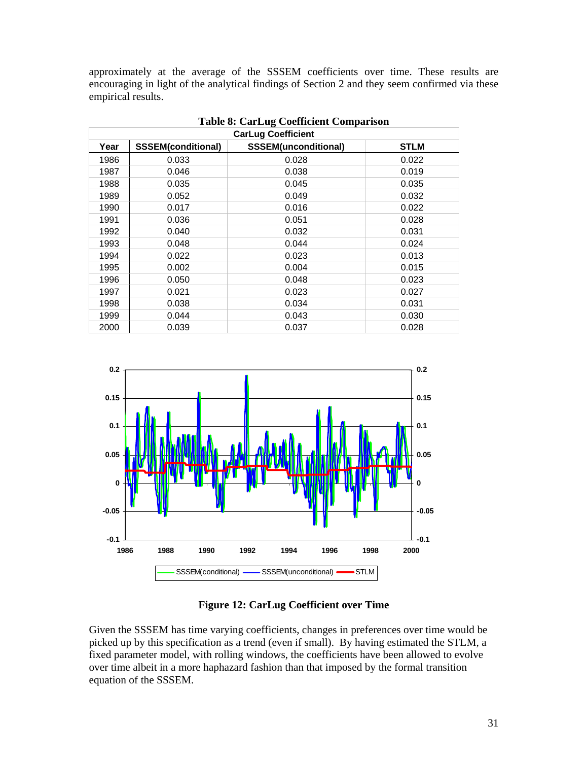approximately at the average of the SSSEM coefficients over time. These results are encouraging in light of the analytical findings of Section 2 and they seem confirmed via these empirical results.

**Table 8: CarLug Coefficient Comparison**

| CarLug Coefficient | | | |
|---|---|---|---|
| **Year** | **SSSEM(conditional)** | **SSSEM(unconditional)** | **STLM** |
| 1986 | 0.033 | 0.028 | 0.022 |
| 1987 | 0.046 | 0.038 | 0.019 |
| 1988 | 0.035 | 0.045 | 0.035 |
| 1989 | 0.052 | 0.049 | 0.032 |
| 1990 | 0.017 | 0.016 | 0.022 |
| 1991 | 0.036 | 0.051 | 0.028 |
| 1992 | 0.040 | 0.032 | 0.031 |
| 1993 | 0.048 | 0.044 | 0.024 |
| 1994 | 0.022 | 0.023 | 0.013 |
| 1995 | 0.002 | 0.004 | 0.015 |
| 1996 | 0.050 | 0.048 | 0.023 |
| 1997 | 0.021 | 0.023 | 0.027 |
| 1998 | 0.038 | 0.034 | 0.031 |
| 1999 | 0.044 | 0.043 | 0.030 |
| 2000 | 0.039 | 0.037 | 0.028 |

**Figure 12: CarLug Coefficient over Time**

Given the SSSEM has time varying coefficients, changes in preferences over time would be picked up by this specification as a trend (even if small). By having estimated the STLM, a fixed parameter model, with rolling windows, the coefficients have been allowed to evolve over time albeit in a more haphazard fashion than that imposed by the formal transition equation of the SSSEM.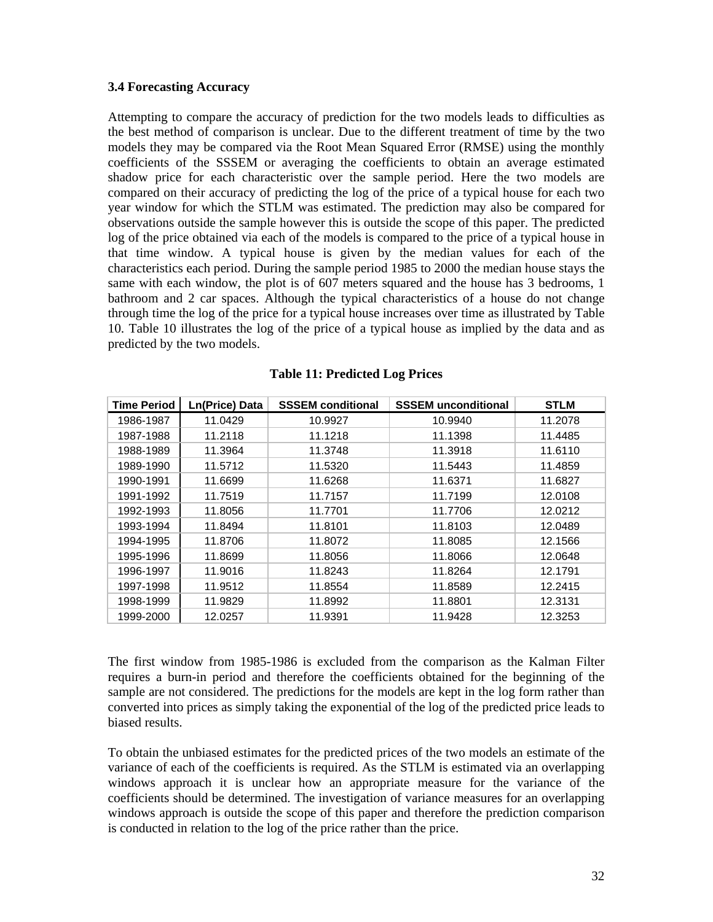### 3.4 Forecasting Accuracy

Attempting to compare the accuracy of prediction for the two models leads to difficulties as the best method of comparison is unclear. Due to the different treatment of time by the two models they may be compared via the Root Mean Squared Error (RMSE) using the monthly coefficients of the SSSEM or averaging the coefficients to obtain an average estimated shadow price for each characteristic over the sample period. Here the two models are compared on their accuracy of predicting the log of the price of a typical house for each two year window for which the STLM was estimated. The prediction may also be compared for observations outside the sample however this is outside the scope of this paper. The predicted log of the price obtained via each of the models is compared to the price of a typical house in that time window. A typical house is given by the median values for each of the characteristics each period. During the sample period 1985 to 2000 the median house stays the same with each window, the plot is of 607 meters squared and the house has 3 bedrooms, 1 bathroom and 2 car spaces. Although the typical characteristics of a house do not change through time the log of the price for a typical house increases over time as illustrated by Table 10. Table 10 illustrates the log of the price of a typical house as implied by the data and as predicted by the two models.

**Table 11: Predicted Log Prices**

| Time Period | Ln(Price) Data | SSSEM conditional | SSSEM unconditional | STLM |
|---|---|---|---|---|
| 1986-1987 | 11.0429 | 10.9927 | 10.9940 | 11.2078 |
| 1987-1988 | 11.2118 | 11.1218 | 11.1398 | 11.4485 |
| 1988-1989 | 11.3964 | 11.3748 | 11.3918 | 11.6110 |
| 1989-1990 | 11.5712 | 11.5320 | 11.5443 | 11.4859 |
| 1990-1991 | 11.6699 | 11.6268 | 11.6371 | 11.6827 |
| 1991-1992 | 11.7519 | 11.7157 | 11.7199 | 12.0108 |
| 1992-1993 | 11.8056 | 11.7701 | 11.7706 | 12.0212 |
| 1993-1994 | 11.8494 | 11.8101 | 11.8103 | 12.0489 |
| 1994-1995 | 11.8706 | 11.8072 | 11.8085 | 12.1566 |
| 1995-1996 | 11.8699 | 11.8056 | 11.8066 | 12.0648 |
| 1996-1997 | 11.9016 | 11.8243 | 11.8264 | 12.1791 |
| 1997-1998 | 11.9512 | 11.8554 | 11.8589 | 12.2415 |
| 1998-1999 | 11.9829 | 11.8992 | 11.8801 | 12.3131 |
| 1999-2000 | 12.0257 | 11.9391 | 11.9428 | 12.3253 |

The first window from 1985-1986 is excluded from the comparison as the Kalman Filter requires a burn-in period and therefore the coefficients obtained for the beginning of the sample are not considered. The predictions for the models are kept in the log form rather than converted into prices as simply taking the exponential of the log of the predicted price leads to biased results.

To obtain the unbiased estimates for the predicted prices of the two models an estimate of the variance of each of the coefficients is required. As the STLM is estimated via an overlapping windows approach it is unclear how an appropriate measure for the variance of the coefficients should be determined. The investigation of variance measures for an overlapping windows approach is outside the scope of this paper and therefore the prediction comparison is conducted in relation to the log of the price rather than the price.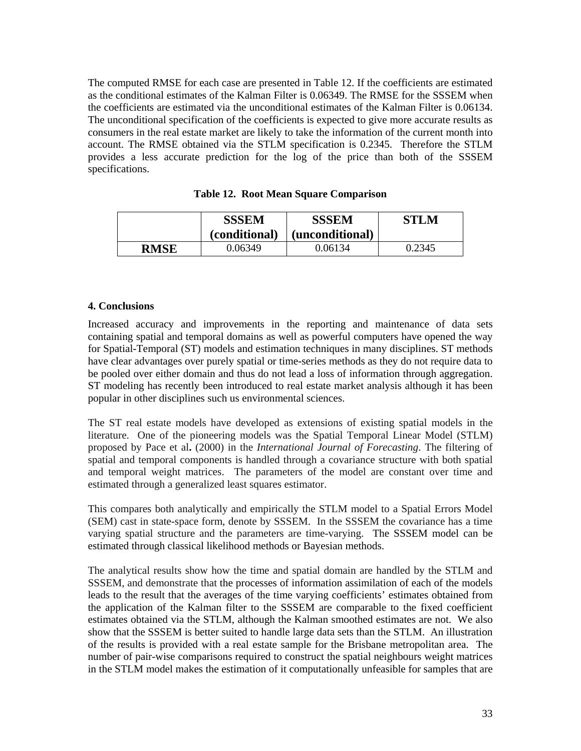The computed RMSE for each case are presented in Table 12. If the coefficients are estimated as the conditional estimates of the Kalman Filter is 0.06349. The RMSE for the SSSEM when the coefficients are estimated via the unconditional estimates of the Kalman Filter is 0.06134. The unconditional specification of the coefficients is expected to give more accurate results as consumers in the real estate market are likely to take the information of the current month into account. The RMSE obtained via the STLM specification is 0.2345. Therefore the STLM provides a less accurate prediction for the log of the price than both of the SSSEM specifications.

**Table 12. Root Mean Square Comparison**

| | **SSSEM (conditional)** | **SSSEM (unconditional)** | **STLM** |
|---|---|---|---|
| **RMSE** | 0.06349 | 0.06134 | 0.2345 |

## 4. Conclusions

Increased accuracy and improvements in the reporting and maintenance of data sets containing spatial and temporal domains as well as powerful computers have opened the way for Spatial-Temporal (ST) models and estimation techniques in many disciplines. ST methods have clear advantages over purely spatial or time-series methods as they do not require data to be pooled over either domain and thus do not lead a loss of information through aggregation. ST modeling has recently been introduced to real estate market analysis although it has been popular in other disciplines such us environmental sciences.

The ST real estate models have developed as extensions of existing spatial models in the literature. One of the pioneering models was the Spatial Temporal Linear Model (STLM) proposed by Pace et al**.** (2000) in the *International Journal of Forecasting*. The filtering of spatial and temporal components is handled through a covariance structure with both spatial and temporal weight matrices. The parameters of the model are constant over time and estimated through a generalized least squares estimator.

This compares both analytically and empirically the STLM model to a Spatial Errors Model (SEM) cast in state-space form, denote by SSSEM. In the SSSEM the covariance has a time varying spatial structure and the parameters are time-varying. The SSSEM model can be estimated through classical likelihood methods or Bayesian methods.

The analytical results show how the time and spatial domain are handled by the STLM and SSSEM, and demonstrate that the processes of information assimilation of each of the models leads to the result that the averages of the time varying coefficients' estimates obtained from the application of the Kalman filter to the SSSEM are comparable to the fixed coefficient estimates obtained via the STLM, although the Kalman smoothed estimates are not. We also show that the SSSEM is better suited to handle large data sets than the STLM. An illustration of the results is provided with a real estate sample for the Brisbane metropolitan area. The number of pair-wise comparisons required to construct the spatial neighbours weight matrices in the STLM model makes the estimation of it computationally unfeasible for samples that are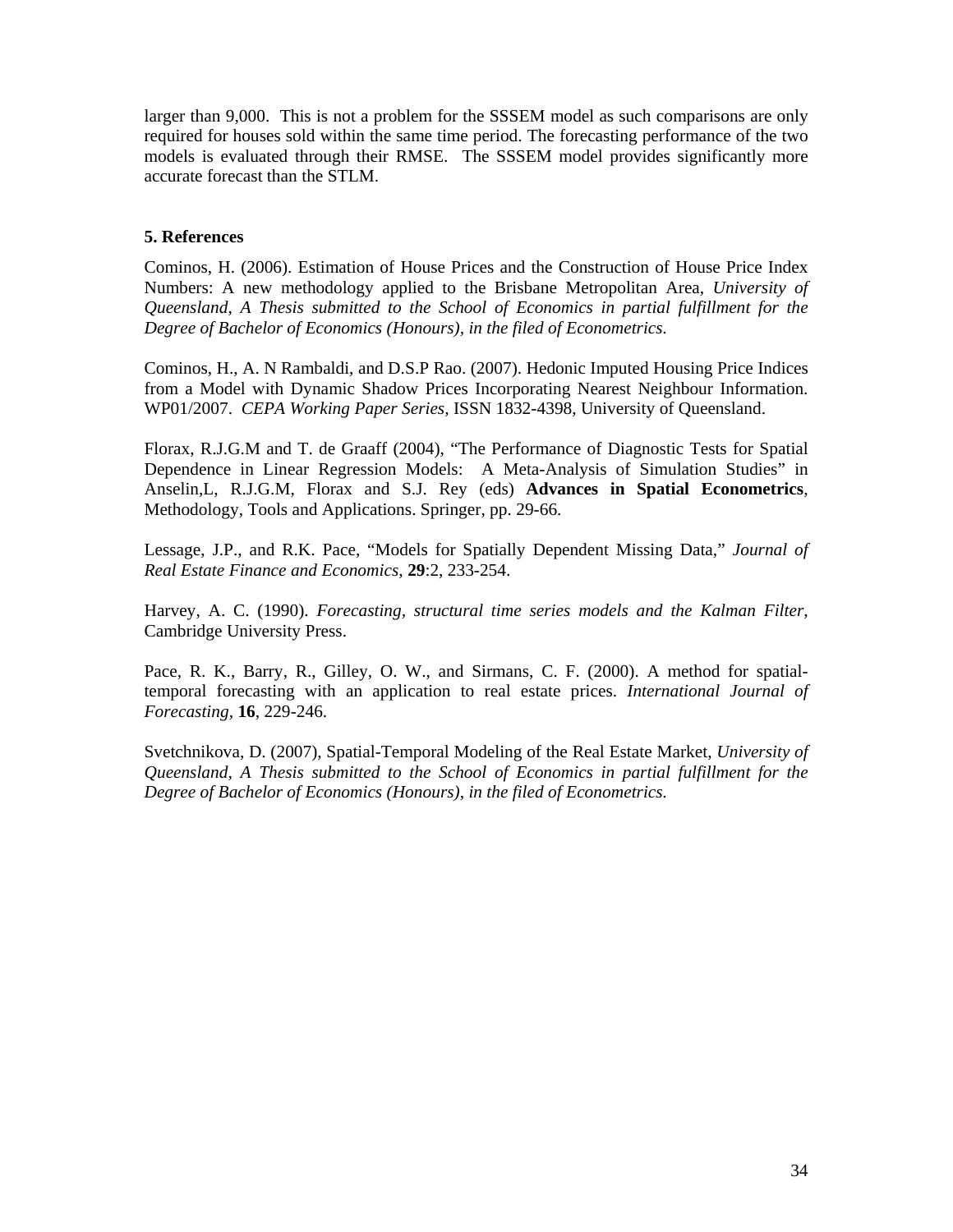larger than 9,000. This is not a problem for the SSSEM model as such comparisons are only required for houses sold within the same time period. The forecasting performance of the two models is evaluated through their RMSE. The SSSEM model provides significantly more accurate forecast than the STLM.

## 5. References

Cominos, H. (2006). Estimation of House Prices and the Construction of House Price Index Numbers: A new methodology applied to the Brisbane Metropolitan Area, *University of Queensland*, *A Thesis submitted to the School of Economics in partial fulfillment for the Degree of Bachelor of Economics (Honours), in the filed of Econometrics.*

Cominos, H., A. N Rambaldi, and D.S.P Rao. (2007). Hedonic Imputed Housing Price Indices from a Model with Dynamic Shadow Prices Incorporating Nearest Neighbour Information. WP01/2007. *CEPA Working Paper Series*, ISSN 1832-4398, University of Queensland.

Florax, R.J.G.M and T. de Graaff (2004), "The Performance of Diagnostic Tests for Spatial Dependence in Linear Regression Models: A Meta-Analysis of Simulation Studies" in Anselin,L, R.J.G.M, Florax and S.J. Rey (eds) **Advances in Spatial Econometrics**, Methodology, Tools and Applications. Springer, pp. 29-66.

Lessage, J.P., and R.K. Pace, "Models for Spatially Dependent Missing Data," *Journal of Real Estate Finance and Economics*, **29**:2, 233-254.

Harvey, A. C. (1990). *Forecasting, structural time series models and the Kalman Filter*, Cambridge University Press.

Pace, R. K., Barry, R., Gilley, O. W., and Sirmans, C. F. (2000). A method for spatial-temporal forecasting with an application to real estate prices. *International Journal of Forecasting*, **16**, 229-246.

Svetchnikova, D. (2007), Spatial-Temporal Modeling of the Real Estate Market, *University of Queensland, A Thesis submitted to the School of Economics in partial fulfillment for the Degree of Bachelor of Economics (Honours), in the filed of Econometrics.*